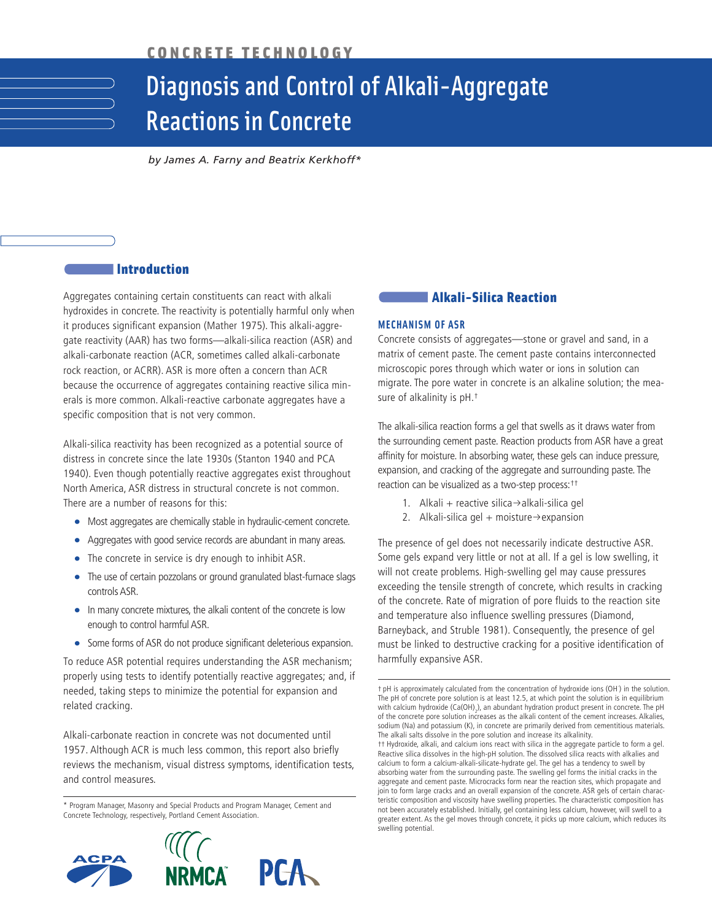CONCRETE TECHNOLOGY

# Diagnosis and Control of Alkali-Aggregate Reactions in Concrete

*by James A. Farny and Beatrix Kerkhoff\**

## Introduction

Aggregates containing certain constituents can react with alkali hydroxides in concrete. The reactivity is potentially harmful only when it produces significant expansion (Mather 1975). This alkali-aggregate reactivity (AAR) has two forms—alkali-silica reaction (ASR) and alkali-carbonate reaction (ACR, sometimes called alkali-carbonate rock reaction, or ACRR). ASR is more often a concern than ACR because the occurrence of aggregates containing reactive silica minerals is more common. Alkali-reactive carbonate aggregates have a specific composition that is not very common.

Alkali-silica reactivity has been recognized as a potential source of distress in concrete since the late 1930s (Stanton 1940 and PCA 1940). Even though potentially reactive aggregates exist throughout North America, ASR distress in structural concrete is not common. There are a number of reasons for this:

- Most aggregates are chemically stable in hydraulic-cement concrete.
- Aggregates with good service records are abundant in many areas.
- The concrete in service is dry enough to inhibit ASR.
- The use of certain pozzolans or ground granulated blast-furnace slags controls ASR.
- In many concrete mixtures, the alkali content of the concrete is low enough to control harmful ASR.
- Some forms of ASR do not produce significant deleterious expansion.

To reduce ASR potential requires understanding the ASR mechanism; properly using tests to identify potentially reactive aggregates; and, if needed, taking steps to minimize the potential for expansion and related cracking.

Alkali-carbonate reaction in concrete was not documented until 1957. Although ACR is much less common, this report also briefly reviews the mechanism, visual distress symptoms, identification tests, and control measures.

\* Program Manager, Masonry and Special Products and Program Manager, Cement and Concrete Technology, respectively, Portland Cement Association.

## Alkali-Silica Reaction

### MECHANISM OF ASR

Concrete consists of aggregates—stone or gravel and sand, in a matrix of cement paste. The cement paste contains interconnected microscopic pores through which water or ions in solution can migrate. The pore water in concrete is an alkaline solution; the measure of alkalinity is pH.†

The alkali-silica reaction forms a gel that swells as it draws water from the surrounding cement paste. Reaction products from ASR have a great affinity for moisture. In absorbing water, these gels can induce pressure, expansion, and cracking of the aggregate and surrounding paste. The reaction can be visualized as a two-step process:††

1. Alkali + reactive silica → alkali-silica gel
2. Alkali-silica gel + moisture → expansion

The presence of gel does not necessarily indicate destructive ASR. Some gels expand very little or not at all. If a gel is low swelling, it will not create problems. High-swelling gel may cause pressures exceeding the tensile strength of concrete, which results in cracking of the concrete. Rate of migration of pore fluids to the reaction site and temperature also influence swelling pressures (Diamond, Barneyback, and Struble 1981). Consequently, the presence of gel must be linked to destructive cracking for a positive identification of harmfully expansive ASR.

† pH is approximately calculated from the concentration of hydroxide ions ($OH^-$) in the solution. The pH of concrete pore solution is at least 12.5, at which point the solution is in equilibrium with calcium hydroxide ($Ca(OH)_2$), an abundant hydration product present in concrete. The pH of the concrete pore solution increases as the alkali content of the cement increases. Alkalies, sodium (Na) and potassium (K), in concrete are primarily derived from cementitious materials. The alkali salts dissolve in the pore solution and increase its alkalinity.

†† Hydroxide, alkali, and calcium ions react with silica in the aggregate particle to form a gel. Reactive silica dissolves in the high-pH solution. The dissolved silica reacts with alkalies and calcium to form a calcium-alkali-silicate-hydrate gel. The gel has a tendency to swell by absorbing water from the surrounding paste. The swelling gel forms the initial cracks in the aggregate and cement paste. Microcracks form near the reaction sites, which propagate and join to form large cracks and an overall expansion of the concrete. ASR gels of certain characteristic composition and viscosity have swelling properties. The characteristic composition has not been accurately established. Initially, gel containing less calcium, however, will swell to a greater extent. As the gel moves through concrete, it picks up more calcium, which reduces its swelling potential.

ACPA NRMCA PCA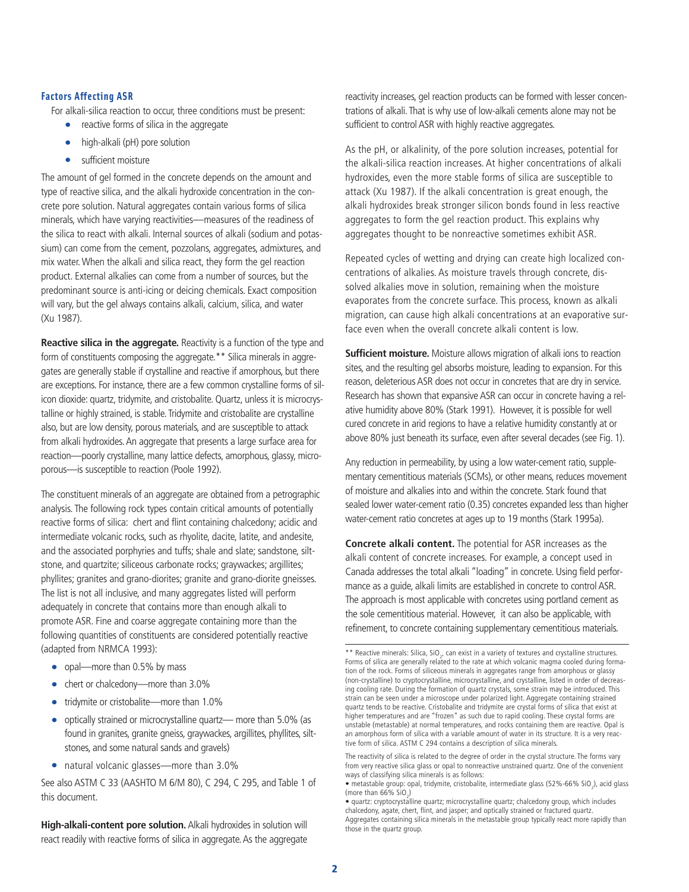### Factors Affecting ASR

For alkali-silica reaction to occur, three conditions must be present:

- reactive forms of silica in the aggregate
- high-alkali (pH) pore solution
- sufficient moisture

The amount of gel formed in the concrete depends on the amount and type of reactive silica, and the alkali hydroxide concentration in the concrete pore solution. Natural aggregates contain various forms of silica minerals, which have varying reactivities—measures of the readiness of the silica to react with alkali. Internal sources of alkali (sodium and potassium) can come from the cement, pozzolans, aggregates, admixtures, and mix water. When the alkali and silica react, they form the gel reaction product. External alkalies can come from a number of sources, but the predominant source is anti-icing or deicing chemicals. Exact composition will vary, but the gel always contains alkali, calcium, silica, and water (Xu 1987).

**Reactive silica in the aggregate.** Reactivity is a function of the type and form of constituents composing the aggregate.** Silica minerals in aggregates are generally stable if crystalline and reactive if amorphous, but there are exceptions. For instance, there are a few common crystalline forms of silicon dioxide: quartz, tridymite, and cristobalite. Quartz, unless it is microcrystalline or highly strained, is stable. Tridymite and cristobalite are crystalline also, but are low density, porous materials, and are susceptible to attack from alkali hydroxides. An aggregate that presents a large surface area for reaction—poorly crystalline, many lattice defects, amorphous, glassy, microporous—is susceptible to reaction (Poole 1992).

The constituent minerals of an aggregate are obtained from a petrographic analysis. The following rock types contain critical amounts of potentially reactive forms of silica: chert and flint containing chalcedony; acidic and intermediate volcanic rocks, such as rhyolite, dacite, latite, and andesite, and the associated porphyries and tuffs; shale and slate; sandstone, siltstone, and quartzite; siliceous carbonate rocks; graywackes; argillites; phyllites; granites and grano-diorites; granite and grano-diorite gneisses. The list is not all inclusive, and many aggregates listed will perform adequately in concrete that contains more than enough alkali to promote ASR. Fine and coarse aggregate containing more than the following quantities of constituents are considered potentially reactive (adapted from NRMCA 1993):

- opal—more than 0.5% by mass
- chert or chalcedony—more than 3.0%
- tridymite or cristobalite—more than 1.0%
- optically strained or microcrystalline quartz— more than 5.0% (as found in granites, granite gneiss, graywackes, argillites, phyllites, siltstones, and some natural sands and gravels)
- natural volcanic glasses—more than 3.0%

See also ASTM C 33 (AASHTO M 6/M 80), C 294, C 295, and Table 1 of this document.

**High-alkali-content pore solution.** Alkali hydroxides in solution will react readily with reactive forms of silica in aggregate. As the aggregate reactivity increases, gel reaction products can be formed with lesser concentrations of alkali. That is why use of low-alkali cements alone may not be sufficient to control ASR with highly reactive aggregates.

As the pH, or alkalinity, of the pore solution increases, potential for the alkali-silica reaction increases. At higher concentrations of alkali hydroxides, even the more stable forms of silica are susceptible to attack (Xu 1987). If the alkali concentration is great enough, the alkali hydroxides break stronger silicon bonds found in less reactive aggregates to form the gel reaction product. This explains why aggregates thought to be nonreactive sometimes exhibit ASR.

Repeated cycles of wetting and drying can create high localized concentrations of alkalies. As moisture travels through concrete, dissolved alkalies move in solution, remaining when the moisture evaporates from the concrete surface. This process, known as alkali migration, can cause high alkali concentrations at an evaporative surface even when the overall concrete alkali content is low.

**Sufficient moisture.** Moisture allows migration of alkali ions to reaction sites, and the resulting gel absorbs moisture, leading to expansion. For this reason, deleterious ASR does not occur in concretes that are dry in service. Research has shown that expansive ASR can occur in concrete having a relative humidity above 80% (Stark 1991). However, it is possible for well cured concrete in arid regions to have a relative humidity constantly at or above 80% just beneath its surface, even after several decades (see Fig. 1).

Any reduction in permeability, by using a low water-cement ratio, supplementary cementitious materials (SCMs), or other means, reduces movement of moisture and alkalies into and within the concrete. Stark found that sealed lower water-cement ratio (0.35) concretes expanded less than higher water-cement ratio concretes at ages up to 19 months (Stark 1995a).

**Concrete alkali content.** The potential for ASR increases as the alkali content of concrete increases. For example, a concept used in Canada addresses the total alkali "loading" in concrete. Using field performance as a guide, alkali limits are established in concrete to control ASR. The approach is most applicable with concretes using portland cement as the sole cementitious material. However, it can also be applicable, with refinement, to concrete containing supplementary cementitious materials.

---

** Reactive minerals: Silica, $SiO_2$, can exist in a variety of textures and crystalline structures. Forms of silica are generally related to the rate at which volcanic magma cooled during formation of the rock. Forms of siliceous minerals in aggregates range from amorphous or glassy (non-crystalline) to cryptocrystalline, microcrystalline, and crystalline, listed in order of decreasing cooling rate. During the formation of quartz crystals, some strain may be introduced. This strain can be seen under a microscope under polarized light. Aggregate containing strained quartz tends to be reactive. Cristobalite and tridymite are crystal forms of silica that exist at higher temperatures and are "frozen" as such due to rapid cooling. These crystal forms are unstable (metastable) at normal temperatures, and rocks containing them are reactive. Opal is an amorphous form of silica with a variable amount of water in its structure. It is a very reactive form of silica. ASTM C 294 contains a description of silica minerals.

The reactivity of silica is related to the degree of order in the crystal structure. The forms vary from very reactive silica glass or opal to nonreactive unstrained quartz. One of the convenient ways of classifying silica minerals is as follows:

- metastable group: opal, tridymite, cristobalite, intermediate glass (52%-66% $SiO_2$), acid glass (more than 66% $SiO_2$)
- quartz: cryptocrystalline quartz; microcrystalline quartz; chalcedony group, which includes chalcedony, agate, chert, flint, and jasper; and optically strained or fractured quartz.

Aggregates containing silica minerals in the metastable group typically react more rapidly than those in the quartz group.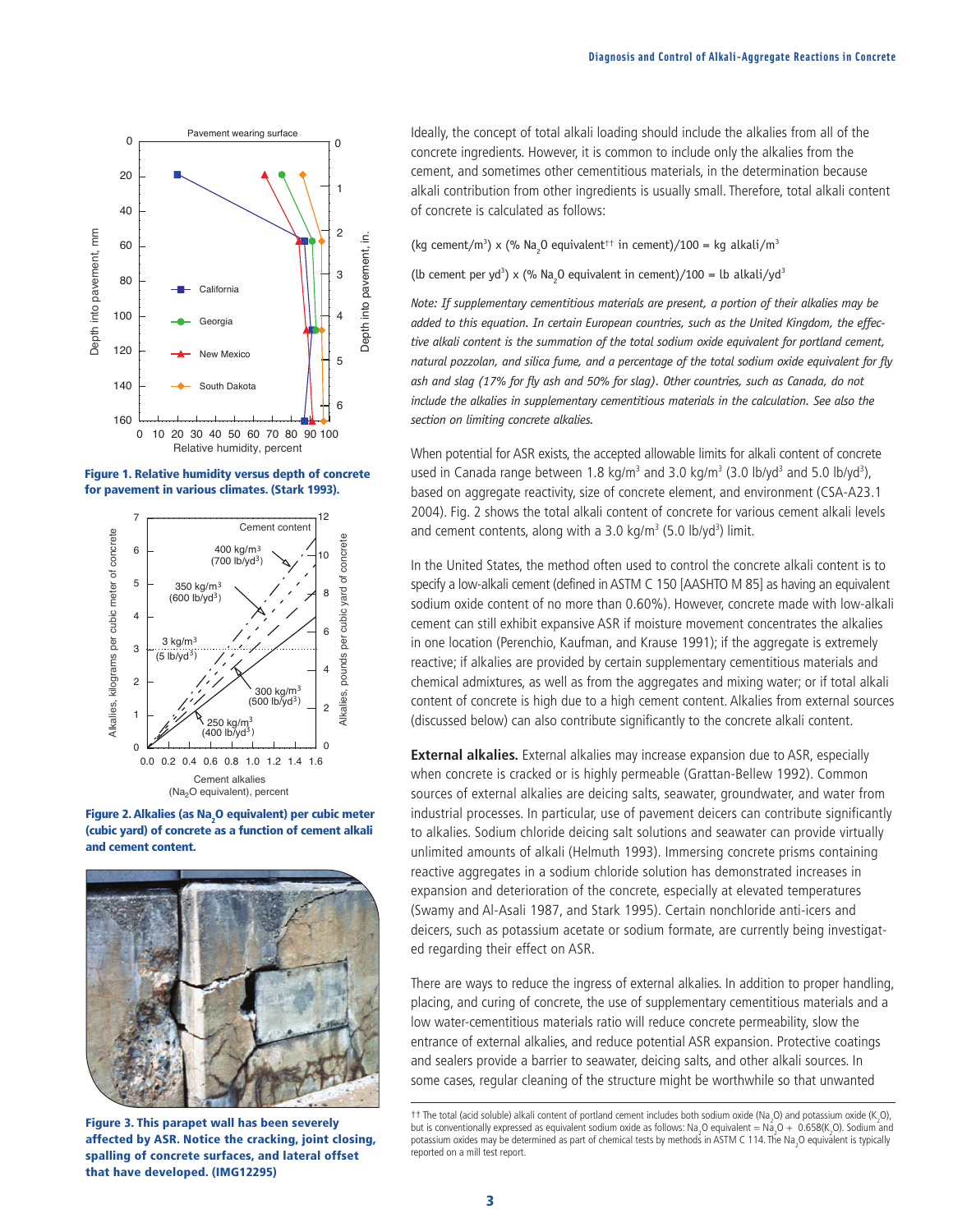Figure 1. Relative humidity versus depth of concrete for pavement in various climates. (Stark 1993).

Figure 2. Alkalies (as $Na_2O$ equivalent) per cubic meter (cubic yard) of concrete as a function of cement alkali and cement content.

Figure 3. This parapet wall has been severely affected by ASR. Notice the cracking, joint closing, spalling of concrete surfaces, and lateral offset that have developed. (IMG12295)

Ideally, the concept of total alkali loading should include the alkalies from all of the concrete ingredients. However, it is common to include only the alkalies from the cement, and sometimes other cementitious materials, in the determination because alkali contribution from other ingredients is usually small. Therefore, total alkali content of concrete is calculated as follows:

(kg cement/m$^3$) x (% $Na_2O$ equivalent†† in cement)/100 = kg alkali/m$^3$

(lb cement per yd$^3$) x (% $Na_2O$ equivalent in cement)/100 = lb alkali/yd$^3$

*Note: If supplementary cementitious materials are present, a portion of their alkalies may be added to this equation. In certain European countries, such as the United Kingdom, the effective alkali content is the summation of the total sodium oxide equivalent for portland cement, natural pozzolan, and silica fume, and a percentage of the total sodium oxide equivalent for fly ash and slag (17% for fly ash and 50% for slag). Other countries, such as Canada, do not include the alkalies in supplementary cementitious materials in the calculation. See also the section on limiting concrete alkalies.*

When potential for ASR exists, the accepted allowable limits for alkali content of concrete used in Canada range between 1.8 kg/m$^3$ and 3.0 kg/m$^3$ (3.0 lb/yd$^3$ and 5.0 lb/yd$^3$), based on aggregate reactivity, size of concrete element, and environment (CSA-A23.1 2004). Fig. 2 shows the total alkali content of concrete for various cement alkali levels and cement contents, along with a 3.0 kg/m$^3$ (5.0 lb/yd$^3$) limit.

In the United States, the method often used to control the concrete alkali content is to specify a low-alkali cement (defined in ASTM C 150 [AASHTO M 85] as having an equivalent sodium oxide content of no more than 0.60%). However, concrete made with low-alkali cement can still exhibit expansive ASR if moisture movement concentrates the alkalies in one location (Perenchio, Kaufman, and Krause 1991); if the aggregate is extremely reactive; if alkalies are provided by certain supplementary cementitious materials and chemical admixtures, as well as from the aggregates and mixing water; or if total alkali content of concrete is high due to a high cement content. Alkalies from external sources (discussed below) can also contribute significantly to the concrete alkali content.

**External alkalies.** External alkalies may increase expansion due to ASR, especially when concrete is cracked or is highly permeable (Grattan-Bellew 1992). Common sources of external alkalies are deicing salts, seawater, groundwater, and water from industrial processes. In particular, use of pavement deicers can contribute significantly to alkalies. Sodium chloride deicing salt solutions and seawater can provide virtually unlimited amounts of alkali (Helmuth 1993). Immersing concrete prisms containing reactive aggregates in a sodium chloride solution has demonstrated increases in expansion and deterioration of the concrete, especially at elevated temperatures (Swamy and Al-Asali 1987, and Stark 1995). Certain nonchloride anti-icers and deicers, such as potassium acetate or sodium formate, are currently being investigated regarding their effect on ASR.

There are ways to reduce the ingress of external alkalies. In addition to proper handling, placing, and curing of concrete, the use of supplementary cementitious materials and a low water-cementitious materials ratio will reduce concrete permeability, slow the entrance of external alkalies, and reduce potential ASR expansion. Protective coatings and sealers provide a barrier to seawater, deicing salts, and other alkali sources. In some cases, regular cleaning of the structure might be worthwhile so that unwanted

†† The total (acid soluble) alkali content of portland cement includes both sodium oxide ($Na_2O$) and potassium oxide ($K_2O$), but is conventionally expressed as equivalent sodium oxide as follows: $Na_2O$ equivalent = $Na_2O$ + 0.658($K_2O$). Sodium and potassium oxides may be determined as part of chemical tests by methods in ASTM C 114. The $Na_2O$ equivalent is typically reported on a mill test report.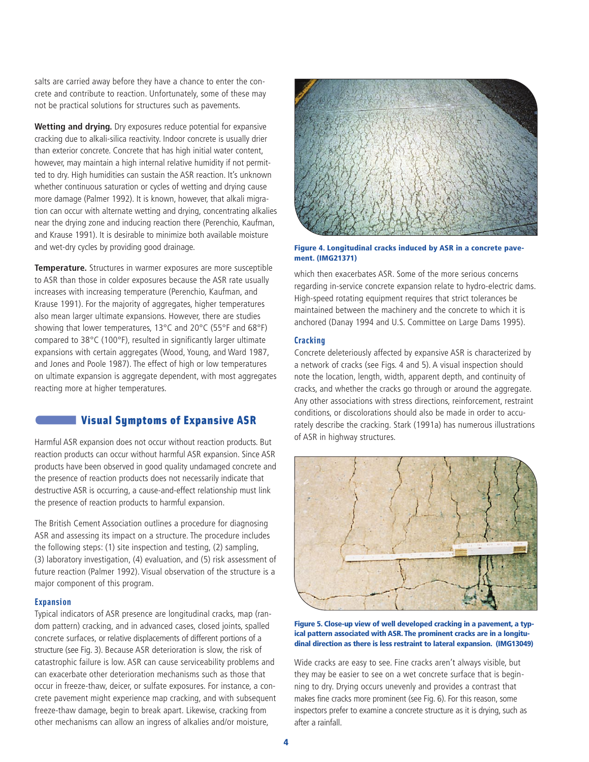salts are carried away before they have a chance to enter the concrete and contribute to reaction. Unfortunately, some of these may not be practical solutions for structures such as pavements.

**Wetting and drying.** Dry exposures reduce potential for expansive cracking due to alkali-silica reactivity. Indoor concrete is usually drier than exterior concrete. Concrete that has high initial water content, however, may maintain a high internal relative humidity if not permitted to dry. High humidities can sustain the ASR reaction. It's unknown whether continuous saturation or cycles of wetting and drying cause more damage (Palmer 1992). It is known, however, that alkali migration can occur with alternate wetting and drying, concentrating alkalies near the drying zone and inducing reaction there (Perenchio, Kaufman, and Krause 1991). It is desirable to minimize both available moisture and wet-dry cycles by providing good drainage.

**Temperature.** Structures in warmer exposures are more susceptible to ASR than those in colder exposures because the ASR rate usually increases with increasing temperature (Perenchio, Kaufman, and Krause 1991). For the majority of aggregates, higher temperatures also mean larger ultimate expansions. However, there are studies showing that lower temperatures, 13°C and 20°C (55°F and 68°F) compared to 38°C (100°F), resulted in significantly larger ultimate expansions with certain aggregates (Wood, Young, and Ward 1987, and Jones and Poole 1987). The effect of high or low temperatures on ultimate expansion is aggregate dependent, with most aggregates reacting more at higher temperatures.

## Visual Symptoms of Expansive ASR

Harmful ASR expansion does not occur without reaction products. But reaction products can occur without harmful ASR expansion. Since ASR products have been observed in good quality undamaged concrete and the presence of reaction products does not necessarily indicate that destructive ASR is occurring, a cause-and-effect relationship must link the presence of reaction products to harmful expansion.

The British Cement Association outlines a procedure for diagnosing ASR and assessing its impact on a structure. The procedure includes the following steps: (1) site inspection and testing, (2) sampling, (3) laboratory investigation, (4) evaluation, and (5) risk assessment of future reaction (Palmer 1992). Visual observation of the structure is a major component of this program.

### Expansion

Typical indicators of ASR presence are longitudinal cracks, map (random pattern) cracking, and in advanced cases, closed joints, spalled concrete surfaces, or relative displacements of different portions of a structure (see Fig. 3). Because ASR deterioration is slow, the risk of catastrophic failure is low. ASR can cause serviceability problems and can exacerbate other deterioration mechanisms such as those that occur in freeze-thaw, deicer, or sulfate exposures. For instance, a concrete pavement might experience map cracking, and with subsequent freeze-thaw damage, begin to break apart. Likewise, cracking from other mechanisms can allow an ingress of alkalies and/or moisture, which then exacerbates ASR. Some of the more serious concerns regarding in-service concrete expansion relate to hydro-electric dams. High-speed rotating equipment requires that strict tolerances be maintained between the machinery and the concrete to which it is anchored (Danay 1994 and U.S. Committee on Large Dams 1995).

**Figure 4. Longitudinal cracks induced by ASR in a concrete pavement. (IMG21371)**

### Cracking

Concrete deleteriously affected by expansive ASR is characterized by a network of cracks (see Figs. 4 and 5). A visual inspection should note the location, length, width, apparent depth, and continuity of cracks, and whether the cracks go through or around the aggregate. Any other associations with stress directions, reinforcement, restraint conditions, or discolorations should also be made in order to accurately describe the cracking. Stark (1991a) has numerous illustrations of ASR in highway structures.

**Figure 5. Close-up view of well developed cracking in a pavement, a typical pattern associated with ASR. The prominent cracks are in a longitudinal direction as there is less restraint to lateral expansion. (IMG13049)**

Wide cracks are easy to see. Fine cracks aren't always visible, but they may be easier to see on a wet concrete surface that is beginning to dry. Drying occurs unevenly and provides a contrast that makes fine cracks more prominent (see Fig. 6). For this reason, some inspectors prefer to examine a concrete structure as it is drying, such as after a rainfall.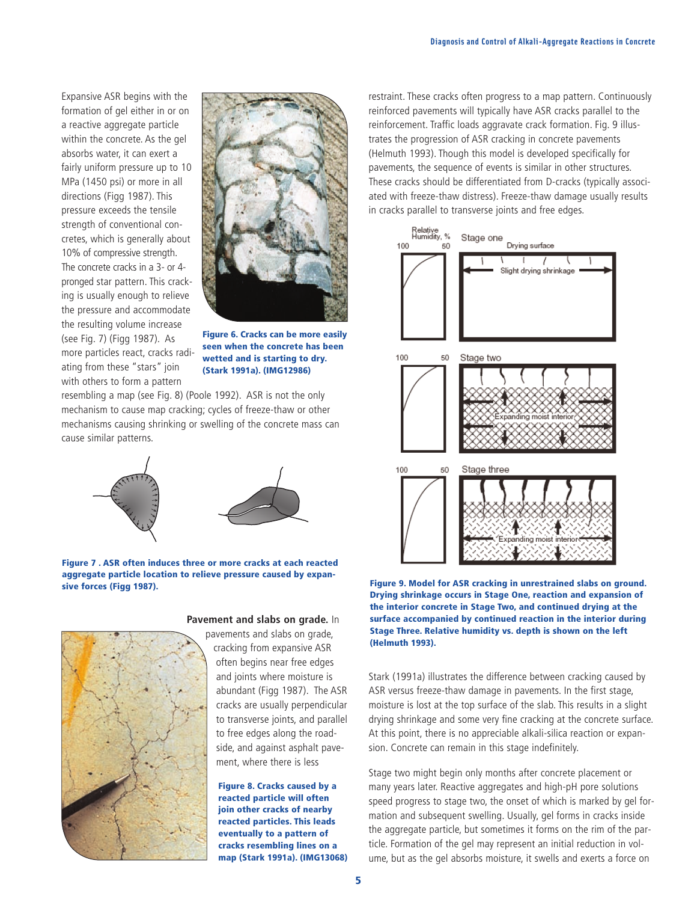Expansive ASR begins with the formation of gel either in or on a reactive aggregate particle within the concrete. As the gel absorbs water, it can exert a fairly uniform pressure up to 10 MPa (1450 psi) or more in all directions (Figg 1987). This pressure exceeds the tensile strength of conventional concretes, which is generally about 10% of compressive strength. The concrete cracks in a 3- or 4-pronged star pattern. This cracking is usually enough to relieve the pressure and accommodate the resulting volume increase (see Fig. 7) (Figg 1987). As more particles react, cracks radiating from these "stars" join with others to form a pattern resembling a map (see Fig. 8) (Poole 1992). ASR is not the only mechanism to cause map cracking; cycles of freeze-thaw or other mechanisms causing shrinking or swelling of the concrete mass can cause similar patterns.

**Figure 6. Cracks can be more easily seen when the concrete has been wetted and is starting to dry. (Stark 1991a). (IMG12986)**

**Figure 7 . ASR often induces three or more cracks at each reacted aggregate particle location to relieve pressure caused by expansive forces (Figg 1987).**

**Pavement and slabs on grade.** In pavements and slabs on grade, cracking from expansive ASR often begins near free edges and joints where moisture is abundant (Figg 1987). The ASR cracks are usually perpendicular to transverse joints, and parallel to free edges along the roadside, and against asphalt pavement, where there is less restraint. These cracks often progress to a map pattern. Continuously reinforced pavements will typically have ASR cracks parallel to the reinforcement. Traffic loads aggravate crack formation. Fig. 9 illustrates the progression of ASR cracking in concrete pavements (Helmuth 1993). Though this model is developed specifically for pavements, the sequence of events is similar in other structures. These cracks should be differentiated from D-cracks (typically associated with freeze-thaw distress). Freeze-thaw damage usually results in cracks parallel to transverse joints and free edges.

**Figure 8. Cracks caused by a reacted particle will often join other cracks of nearby reacted particles. This leads eventually to a pattern of cracks resembling lines on a map (Stark 1991a). (IMG13068)**

**Figure 9. Model for ASR cracking in unrestrained slabs on ground. Drying shrinkage occurs in Stage One, reaction and expansion of the interior concrete in Stage Two, and continued drying at the surface accompanied by continued reaction in the interior during Stage Three. Relative humidity vs. depth is shown on the left (Helmuth 1993).**

Stark (1991a) illustrates the difference between cracking caused by ASR versus freeze-thaw damage in pavements. In the first stage, moisture is lost at the top surface of the slab. This results in a slight drying shrinkage and some very fine cracking at the concrete surface. At this point, there is no appreciable alkali-silica reaction or expansion. Concrete can remain in this stage indefinitely.

Stage two might begin only months after concrete placement or many years later. Reactive aggregates and high-pH pore solutions speed progress to stage two, the onset of which is marked by gel formation and subsequent swelling. Usually, gel forms in cracks inside the aggregate particle, but sometimes it forms on the rim of the particle. Formation of the gel may represent an initial reduction in volume, but as the gel absorbs moisture, it swells and exerts a force on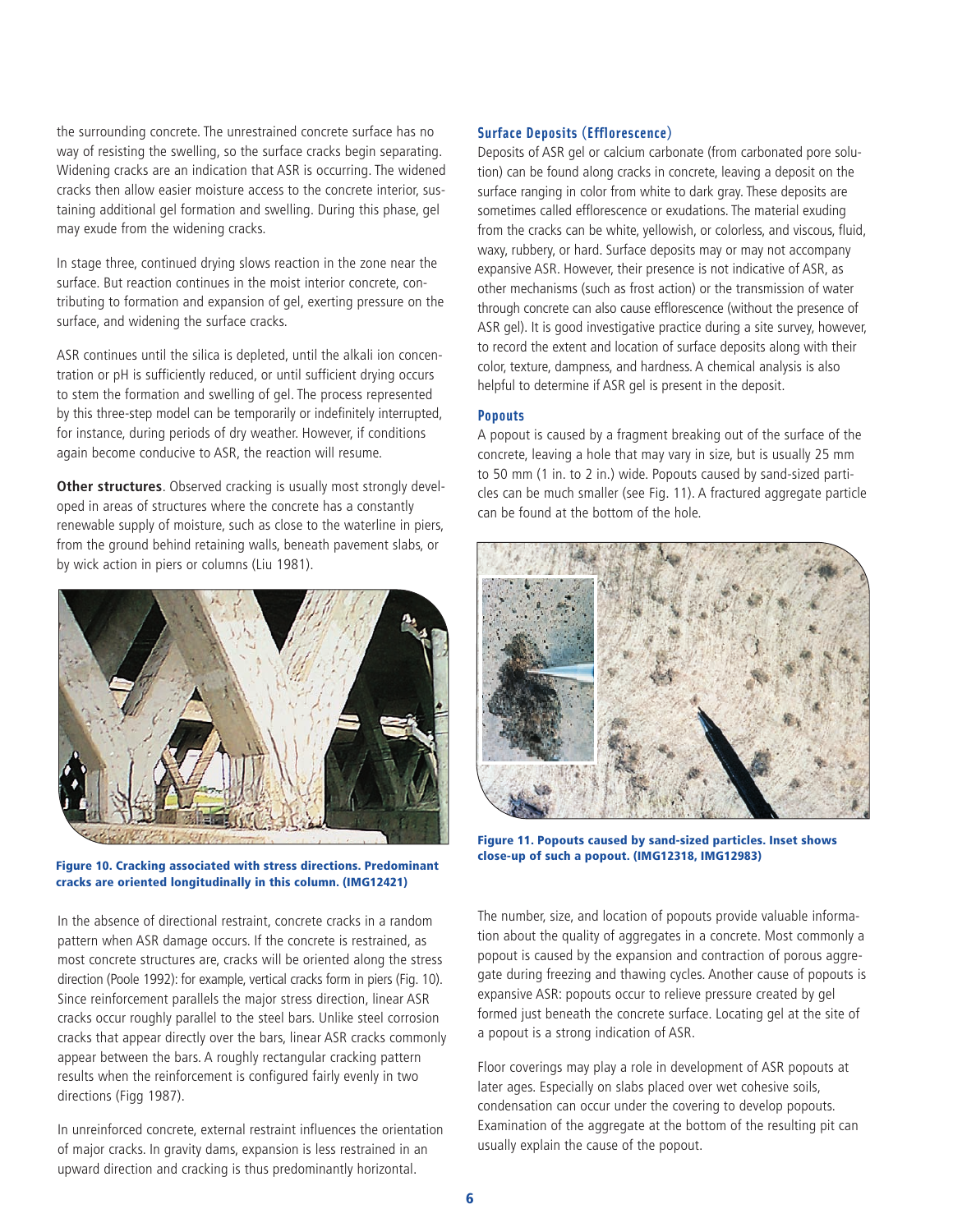the surrounding concrete. The unrestrained concrete surface has no way of resisting the swelling, so the surface cracks begin separating. Widening cracks are an indication that ASR is occurring. The widened cracks then allow easier moisture access to the concrete interior, sustaining additional gel formation and swelling. During this phase, gel may exude from the widening cracks.

In stage three, continued drying slows reaction in the zone near the surface. But reaction continues in the moist interior concrete, contributing to formation and expansion of gel, exerting pressure on the surface, and widening the surface cracks.

ASR continues until the silica is depleted, until the alkali ion concentration or pH is sufficiently reduced, or until sufficient drying occurs to stem the formation and swelling of gel. The process represented by this three-step model can be temporarily or indefinitely interrupted, for instance, during periods of dry weather. However, if conditions again become conducive to ASR, the reaction will resume.

**Other structures**. Observed cracking is usually most strongly developed in areas of structures where the concrete has a constantly renewable supply of moisture, such as close to the waterline in piers, from the ground behind retaining walls, beneath pavement slabs, or by wick action in piers or columns (Liu 1981).

**Figure 10. Cracking associated with stress directions. Predominant cracks are oriented longitudinally in this column. (IMG12421)**

In the absence of directional restraint, concrete cracks in a random pattern when ASR damage occurs. If the concrete is restrained, as most concrete structures are, cracks will be oriented along the stress direction (Poole 1992): for example, vertical cracks form in piers (Fig. 10). Since reinforcement parallels the major stress direction, linear ASR cracks occur roughly parallel to the steel bars. Unlike steel corrosion cracks that appear directly over the bars, linear ASR cracks commonly appear between the bars. A roughly rectangular cracking pattern results when the reinforcement is configured fairly evenly in two directions (Figg 1987).

In unreinforced concrete, external restraint influences the orientation of major cracks. In gravity dams, expansion is less restrained in an upward direction and cracking is thus predominantly horizontal.

### Surface Deposits (Efflorescence)

Deposits of ASR gel or calcium carbonate (from carbonated pore solution) can be found along cracks in concrete, leaving a deposit on the surface ranging in color from white to dark gray. These deposits are sometimes called efflorescence or exudations. The material exuding from the cracks can be white, yellowish, or colorless, and viscous, fluid, waxy, rubbery, or hard. Surface deposits may or may not accompany expansive ASR. However, their presence is not indicative of ASR, as other mechanisms (such as frost action) or the transmission of water through concrete can also cause efflorescence (without the presence of ASR gel). It is good investigative practice during a site survey, however, to record the extent and location of surface deposits along with their color, texture, dampness, and hardness. A chemical analysis is also helpful to determine if ASR gel is present in the deposit.

### Popouts

A popout is caused by a fragment breaking out of the surface of the concrete, leaving a hole that may vary in size, but is usually 25 mm to 50 mm (1 in. to 2 in.) wide. Popouts caused by sand-sized particles can be much smaller (see Fig. 11). A fractured aggregate particle can be found at the bottom of the hole.

**Figure 11. Popouts caused by sand-sized particles. Inset shows close-up of such a popout. (IMG12318, IMG12983)**

The number, size, and location of popouts provide valuable information about the quality of aggregates in a concrete. Most commonly a popout is caused by the expansion and contraction of porous aggregate during freezing and thawing cycles. Another cause of popouts is expansive ASR: popouts occur to relieve pressure created by gel formed just beneath the concrete surface. Locating gel at the site of a popout is a strong indication of ASR.

Floor coverings may play a role in development of ASR popouts at later ages. Especially on slabs placed over wet cohesive soils, condensation can occur under the covering to develop popouts. Examination of the aggregate at the bottom of the resulting pit can usually explain the cause of the popout.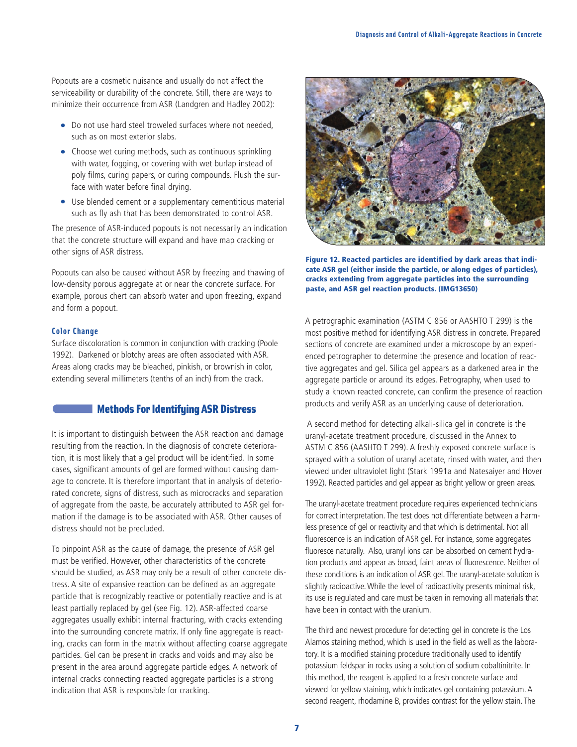Popouts are a cosmetic nuisance and usually do not affect the serviceability or durability of the concrete. Still, there are ways to minimize their occurrence from ASR (Landgren and Hadley 2002):

- Do not use hard steel troweled surfaces where not needed, such as on most exterior slabs.
- Choose wet curing methods, such as continuous sprinkling with water, fogging, or covering with wet burlap instead of poly films, curing papers, or curing compounds. Flush the surface with water before final drying.
- Use blended cement or a supplementary cementitious material such as fly ash that has been demonstrated to control ASR.

The presence of ASR-induced popouts is not necessarily an indication that the concrete structure will expand and have map cracking or other signs of ASR distress.

Popouts can also be caused without ASR by freezing and thawing of low-density porous aggregate at or near the concrete surface. For example, porous chert can absorb water and upon freezing, expand and form a popout.

### Color Change

Surface discoloration is common in conjunction with cracking (Poole 1992). Darkened or blotchy areas are often associated with ASR. Areas along cracks may be bleached, pinkish, or brownish in color, extending several millimeters (tenths of an inch) from the crack.

## Methods For Identifying ASR Distress

It is important to distinguish between the ASR reaction and damage resulting from the reaction. In the diagnosis of concrete deterioration, it is most likely that a gel product will be identified. In some cases, significant amounts of gel are formed without causing damage to concrete. It is therefore important that in analysis of deteriorated concrete, signs of distress, such as microcracks and separation of aggregate from the paste, be accurately attributed to ASR gel formation if the damage is to be associated with ASR. Other causes of distress should not be precluded.

To pinpoint ASR as the cause of damage, the presence of ASR gel must be verified. However, other characteristics of the concrete should be studied, as ASR may only be a result of other concrete distress. A site of expansive reaction can be defined as an aggregate particle that is recognizably reactive or potentially reactive and is at least partially replaced by gel (see Fig. 12). ASR-affected coarse aggregates usually exhibit internal fracturing, with cracks extending into the surrounding concrete matrix. If only fine aggregate is reacting, cracks can form in the matrix without affecting coarse aggregate particles. Gel can be present in cracks and voids and may also be present in the area around aggregate particle edges. A network of internal cracks connecting reacted aggregate particles is a strong indication that ASR is responsible for cracking.

**Figure 12. Reacted particles are identified by dark areas that indicate ASR gel (either inside the particle, or along edges of particles), cracks extending from aggregate particles into the surrounding paste, and ASR gel reaction products. (IMG13650)**

A petrographic examination (ASTM C 856 or AASHTO T 299) is the most positive method for identifying ASR distress in concrete. Prepared sections of concrete are examined under a microscope by an experienced petrographer to determine the presence and location of reactive aggregates and gel. Silica gel appears as a darkened area in the aggregate particle or around its edges. Petrography, when used to study a known reacted concrete, can confirm the presence of reaction products and verify ASR as an underlying cause of deterioration.

A second method for detecting alkali-silica gel in concrete is the uranyl-acetate treatment procedure, discussed in the Annex to ASTM C 856 (AASHTO T 299). A freshly exposed concrete surface is sprayed with a solution of uranyl acetate, rinsed with water, and then viewed under ultraviolet light (Stark 1991a and Natesaiyer and Hover 1992). Reacted particles and gel appear as bright yellow or green areas.

The uranyl-acetate treatment procedure requires experienced technicians for correct interpretation. The test does not differentiate between a harmless presence of gel or reactivity and that which is detrimental. Not all fluorescence is an indication of ASR gel. For instance, some aggregates fluoresce naturally. Also, uranyl ions can be absorbed on cement hydration products and appear as broad, faint areas of fluorescence. Neither of these conditions is an indication of ASR gel. The uranyl-acetate solution is slightly radioactive. While the level of radioactivity presents minimal risk, its use is regulated and care must be taken in removing all materials that have been in contact with the uranium.

The third and newest procedure for detecting gel in concrete is the Los Alamos staining method, which is used in the field as well as the laboratory. It is a modified staining procedure traditionally used to identify potassium feldspar in rocks using a solution of sodium cobaltinitrite. In this method, the reagent is applied to a fresh concrete surface and viewed for yellow staining, which indicates gel containing potassium. A second reagent, rhodamine B, provides contrast for the yellow stain. The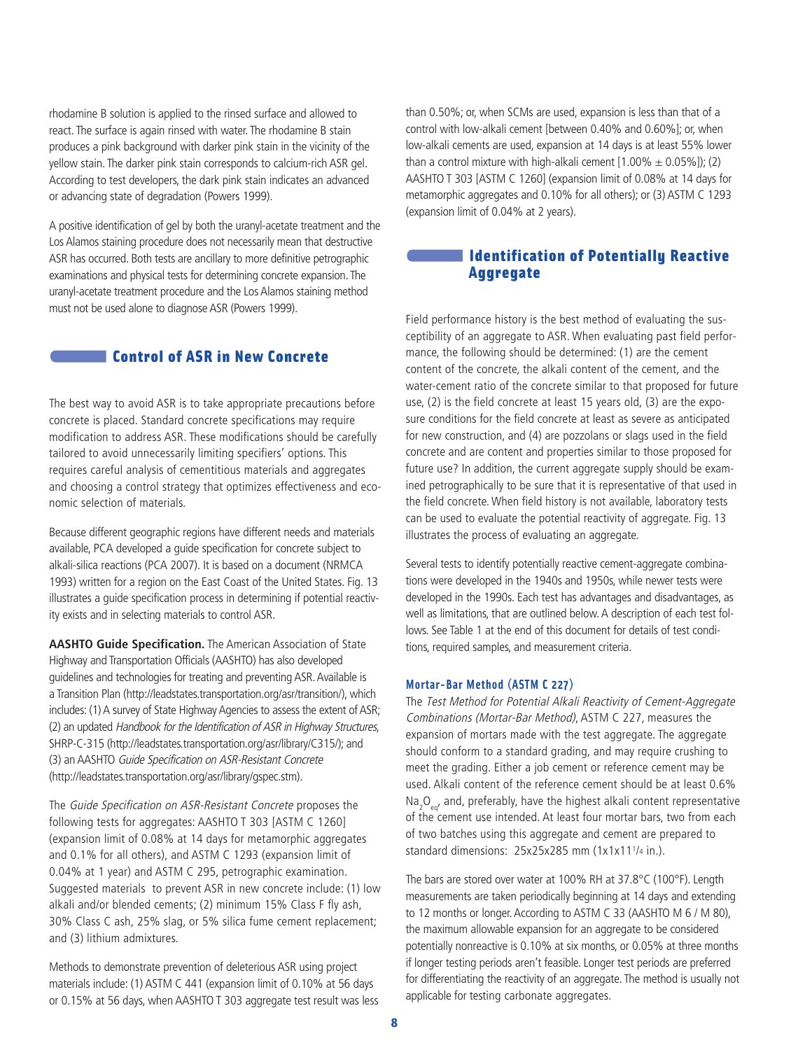rhodamine B solution is applied to the rinsed surface and allowed to react. The surface is again rinsed with water. The rhodamine B stain produces a pink background with darker pink stain in the vicinity of the yellow stain. The darker pink stain corresponds to calcium-rich ASR gel. According to test developers, the dark pink stain indicates an advanced or advancing state of degradation (Powers 1999).

A positive identification of gel by both the uranyl-acetate treatment and the Los Alamos staining procedure does not necessarily mean that destructive ASR has occurred. Both tests are ancillary to more definitive petrographic examinations and physical tests for determining concrete expansion. The uranyl-acetate treatment procedure and the Los Alamos staining method must not be used alone to diagnose ASR (Powers 1999).

## Control of ASR in New Concrete

The best way to avoid ASR is to take appropriate precautions before concrete is placed. Standard concrete specifications may require modification to address ASR. These modifications should be carefully tailored to avoid unnecessarily limiting specifiers' options. This requires careful analysis of cementitious materials and aggregates and choosing a control strategy that optimizes effectiveness and economic selection of materials.

Because different geographic regions have different needs and materials available, PCA developed a guide specification for concrete subject to alkali-silica reactions (PCA 2007). It is based on a document (NRMCA 1993) written for a region on the East Coast of the United States. Fig. 13 illustrates a guide specification process in determining if potential reactivity exists and in selecting materials to control ASR.

**AASHTO Guide Specification.** The American Association of State Highway and Transportation Officials (AASHTO) has also developed guidelines and technologies for treating and preventing ASR. Available is a Transition Plan (http://leadstates.transportation.org/asr/transition/), which includes: (1) A survey of State Highway Agencies to assess the extent of ASR; (2) an updated *Handbook for the Identification of ASR in Highway Structures*, SHRP-C-315 (http://leadstates.transportation.org/asr/library/C315/); and (3) an AASHTO *Guide Specification on ASR-Resistant Concrete* (http://leadstates.transportation.org/asr/library/gspec.stm).

The *Guide Specification on ASR-Resistant Concrete* proposes the following tests for aggregates: AASHTO T 303 [ASTM C 1260] (expansion limit of 0.08% at 14 days for metamorphic aggregates and 0.1% for all others), and ASTM C 1293 (expansion limit of 0.04% at 1 year) and ASTM C 295, petrographic examination. Suggested materials to prevent ASR in new concrete include: (1) low alkali and/or blended cements; (2) minimum 15% Class F fly ash, 30% Class C ash, 25% slag, or 5% silica fume cement replacement; and (3) lithium admixtures.

Methods to demonstrate prevention of deleterious ASR using project materials include: (1) ASTM C 441 (expansion limit of 0.10% at 56 days or 0.15% at 56 days, when AASHTO T 303 aggregate test result was less than 0.50%; or, when SCMs are used, expansion is less than that of a control with low-alkali cement [between 0.40% and 0.60%]; or, when low-alkali cements are used, expansion at 14 days is at least 55% lower than a control mixture with high-alkali cement [1.00% ± 0.05%]); (2) AASHTO T 303 [ASTM C 1260] (expansion limit of 0.08% at 14 days for metamorphic aggregates and 0.10% for all others); or (3) ASTM C 1293 (expansion limit of 0.04% at 2 years).

## Identification of Potentially Reactive Aggregate

Field performance history is the best method of evaluating the susceptibility of an aggregate to ASR. When evaluating past field performance, the following should be determined: (1) are the cement content of the concrete, the alkali content of the cement, and the water-cement ratio of the concrete similar to that proposed for future use, (2) is the field concrete at least 15 years old, (3) are the exposure conditions for the field concrete at least as severe as anticipated for new construction, and (4) are pozzolans or slags used in the field concrete and are content and properties similar to those proposed for future use? In addition, the current aggregate supply should be examined petrographically to be sure that it is representative of that used in the field concrete. When field history is not available, laboratory tests can be used to evaluate the potential reactivity of aggregate. Fig. 13 illustrates the process of evaluating an aggregate.

Several tests to identify potentially reactive cement-aggregate combinations were developed in the 1940s and 1950s, while newer tests were developed in the 1990s. Each test has advantages and disadvantages, as well as limitations, that are outlined below. A description of each test follows. See Table 1 at the end of this document for details of test conditions, required samples, and measurement criteria.

### Mortar-Bar Method (ASTM C 227)

The *Test Method for Potential Alkali Reactivity of Cement-Aggregate Combinations (Mortar-Bar Method)*, ASTM C 227, measures the expansion of mortars made with the test aggregate. The aggregate should conform to a standard grading, and may require crushing to meet the grading. Either a job cement or reference cement may be used. Alkali content of the reference cement should be at least 0.6% $Na_2O_{eq}$, and, preferably, have the highest alkali content representative of the cement use intended. At least four mortar bars, two from each of two batches using this aggregate and cement are prepared to standard dimensions: 25x25x285 mm (1x1x11¼ in.).

The bars are stored over water at 100% RH at 37.8°C (100°F). Length measurements are taken periodically beginning at 14 days and extending to 12 months or longer. According to ASTM C 33 (AASHTO M 6 / M 80), the maximum allowable expansion for an aggregate to be considered potentially nonreactive is 0.10% at six months, or 0.05% at three months if longer testing periods aren't feasible. Longer test periods are preferred for differentiating the reactivity of an aggregate. The method is usually not applicable for testing carbonate aggregates.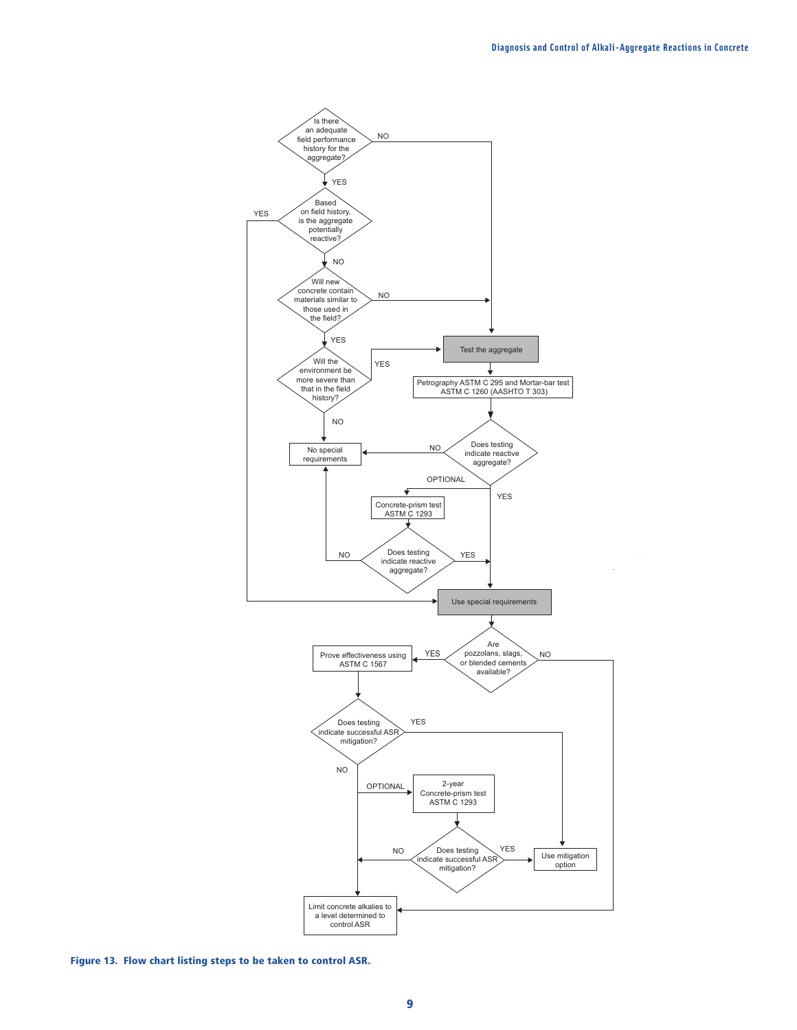Is there an adequate field performance history for the aggregate?

NO

YES

Based on field history, is the aggregate potentially reactive?

YES

NO

Will new concrete contain materials similar to those used in the field?

NO

YES

Will the environment be more severe than that in the field history?

YES

NO

Test the aggregate

Petrography ASTM C 295 and Mortar-bar test ASTM C 1260 (AASHTO T 303)

No special requirements

NO

Does testing indicate reactive aggregate?

OPTIONAL

YES

Concrete-prism test ASTM C 1293

NO

Does testing indicate reactive aggregate?

YES

Use special requirements

Prove effectiveness using ASTM C 1567

YES

Are pozzolans, slags, or blended cements available?

NO

Does testing indicate successful ASR mitigation?

YES

NO

OPTIONAL

2-year Concrete-prism test ASTM C 1293

NO

Does testing indicate successful ASR mitigation?

YES

Use mitigation option

Limit concrete alkalies to a level determined to control ASR

**Figure 13. Flow chart listing steps to be taken to control ASR.**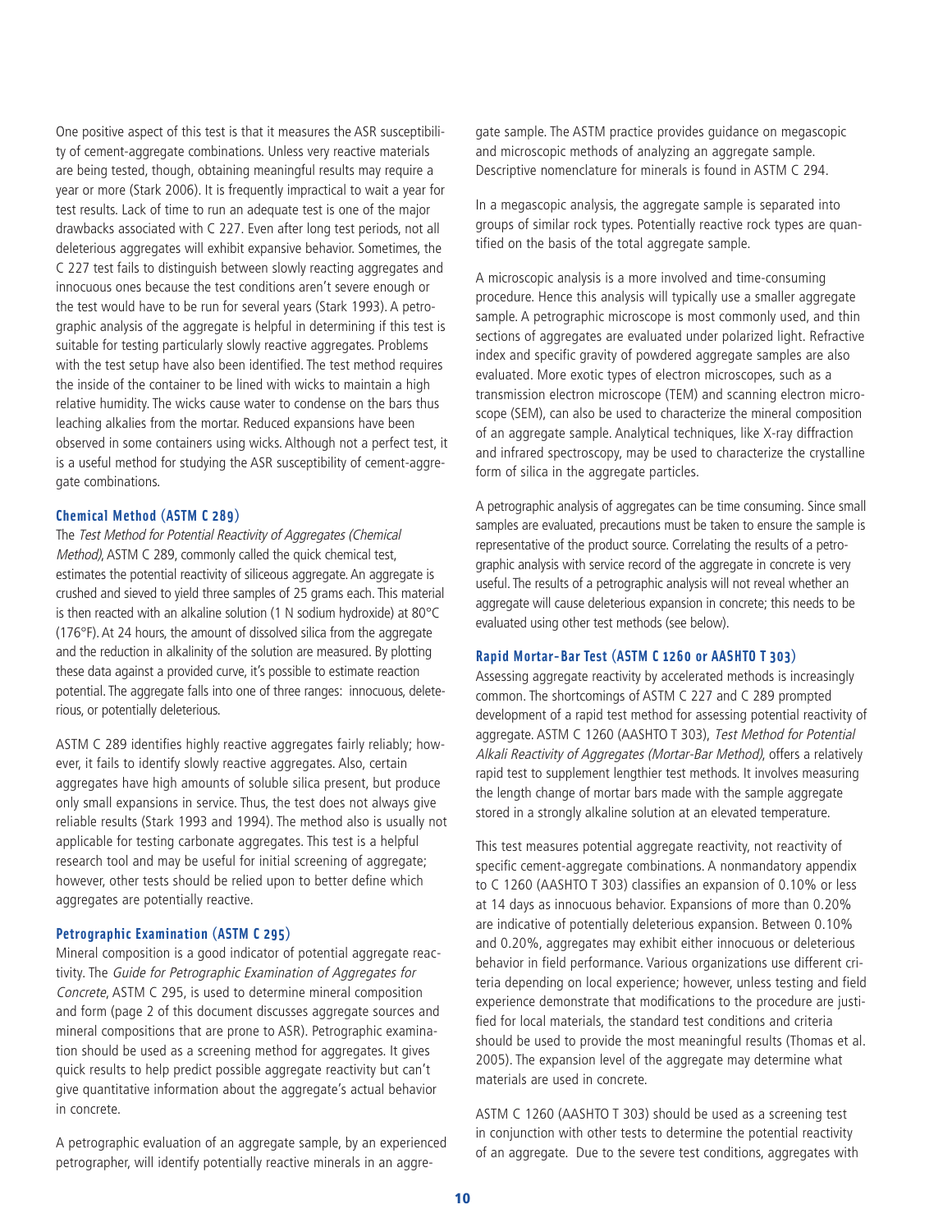One positive aspect of this test is that it measures the ASR susceptibility of cement-aggregate combinations. Unless very reactive materials are being tested, though, obtaining meaningful results may require a year or more (Stark 2006). It is frequently impractical to wait a year for test results. Lack of time to run an adequate test is one of the major drawbacks associated with C 227. Even after long test periods, not all deleterious aggregates will exhibit expansive behavior. Sometimes, the C 227 test fails to distinguish between slowly reacting aggregates and innocuous ones because the test conditions aren't severe enough or the test would have to be run for several years (Stark 1993). A petrographic analysis of the aggregate is helpful in determining if this test is suitable for testing particularly slowly reactive aggregates. Problems with the test setup have also been identified. The test method requires the inside of the container to be lined with wicks to maintain a high relative humidity. The wicks cause water to condense on the bars thus leaching alkalies from the mortar. Reduced expansions have been observed in some containers using wicks. Although not a perfect test, it is a useful method for studying the ASR susceptibility of cement-aggregate combinations.

### Chemical Method (ASTM C 289)

The *Test Method for Potential Reactivity of Aggregates (Chemical Method)*, ASTM C 289, commonly called the quick chemical test, estimates the potential reactivity of siliceous aggregate. An aggregate is crushed and sieved to yield three samples of 25 grams each. This material is then reacted with an alkaline solution (1 N sodium hydroxide) at 80°C (176°F). At 24 hours, the amount of dissolved silica from the aggregate and the reduction in alkalinity of the solution are measured. By plotting these data against a provided curve, it's possible to estimate reaction potential. The aggregate falls into one of three ranges: innocuous, deleterious, or potentially deleterious.

ASTM C 289 identifies highly reactive aggregates fairly reliably; however, it fails to identify slowly reactive aggregates. Also, certain aggregates have high amounts of soluble silica present, but produce only small expansions in service. Thus, the test does not always give reliable results (Stark 1993 and 1994). The method also is usually not applicable for testing carbonate aggregates. This test is a helpful research tool and may be useful for initial screening of aggregate; however, other tests should be relied upon to better define which aggregates are potentially reactive.

### Petrographic Examination (ASTM C 295)

Mineral composition is a good indicator of potential aggregate reactivity. The *Guide for Petrographic Examination of Aggregates for Concrete*, ASTM C 295, is used to determine mineral composition and form (page 2 of this document discusses aggregate sources and mineral compositions that are prone to ASR). Petrographic examination should be used as a screening method for aggregates. It gives quick results to help predict possible aggregate reactivity but can't give quantitative information about the aggregate's actual behavior in concrete.

A petrographic evaluation of an aggregate sample, by an experienced petrographer, will identify potentially reactive minerals in an aggregate sample. The ASTM practice provides guidance on megascopic and microscopic methods of analyzing an aggregate sample. Descriptive nomenclature for minerals is found in ASTM C 294.

In a megascopic analysis, the aggregate sample is separated into groups of similar rock types. Potentially reactive rock types are quantified on the basis of the total aggregate sample.

A microscopic analysis is a more involved and time-consuming procedure. Hence this analysis will typically use a smaller aggregate sample. A petrographic microscope is most commonly used, and thin sections of aggregates are evaluated under polarized light. Refractive index and specific gravity of powdered aggregate samples are also evaluated. More exotic types of electron microscopes, such as a transmission electron microscope (TEM) and scanning electron microscope (SEM), can also be used to characterize the mineral composition of an aggregate sample. Analytical techniques, like X-ray diffraction and infrared spectroscopy, may be used to characterize the crystalline form of silica in the aggregate particles.

A petrographic analysis of aggregates can be time consuming. Since small samples are evaluated, precautions must be taken to ensure the sample is representative of the product source. Correlating the results of a petrographic analysis with service record of the aggregate in concrete is very useful. The results of a petrographic analysis will not reveal whether an aggregate will cause deleterious expansion in concrete; this needs to be evaluated using other test methods (see below).

### Rapid Mortar-Bar Test (ASTM C 1260 or AASHTO T 303)

Assessing aggregate reactivity by accelerated methods is increasingly common. The shortcomings of ASTM C 227 and C 289 prompted development of a rapid test method for assessing potential reactivity of aggregate. ASTM C 1260 (AASHTO T 303), *Test Method for Potential Alkali Reactivity of Aggregates (Mortar-Bar Method)*, offers a relatively rapid test to supplement lengthier test methods. It involves measuring the length change of mortar bars made with the sample aggregate stored in a strongly alkaline solution at an elevated temperature.

This test measures potential aggregate reactivity, not reactivity of specific cement-aggregate combinations. A nonmandatory appendix to C 1260 (AASHTO T 303) classifies an expansion of 0.10% or less at 14 days as innocuous behavior. Expansions of more than 0.20% are indicative of potentially deleterious expansion. Between 0.10% and 0.20%, aggregates may exhibit either innocuous or deleterious behavior in field performance. Various organizations use different criteria depending on local experience; however, unless testing and field experience demonstrate that modifications to the procedure are justified for local materials, the standard test conditions and criteria should be used to provide the most meaningful results (Thomas et al. 2005). The expansion level of the aggregate may determine what materials are used in concrete.

ASTM C 1260 (AASHTO T 303) should be used as a screening test in conjunction with other tests to determine the potential reactivity of an aggregate. Due to the severe test conditions, aggregates with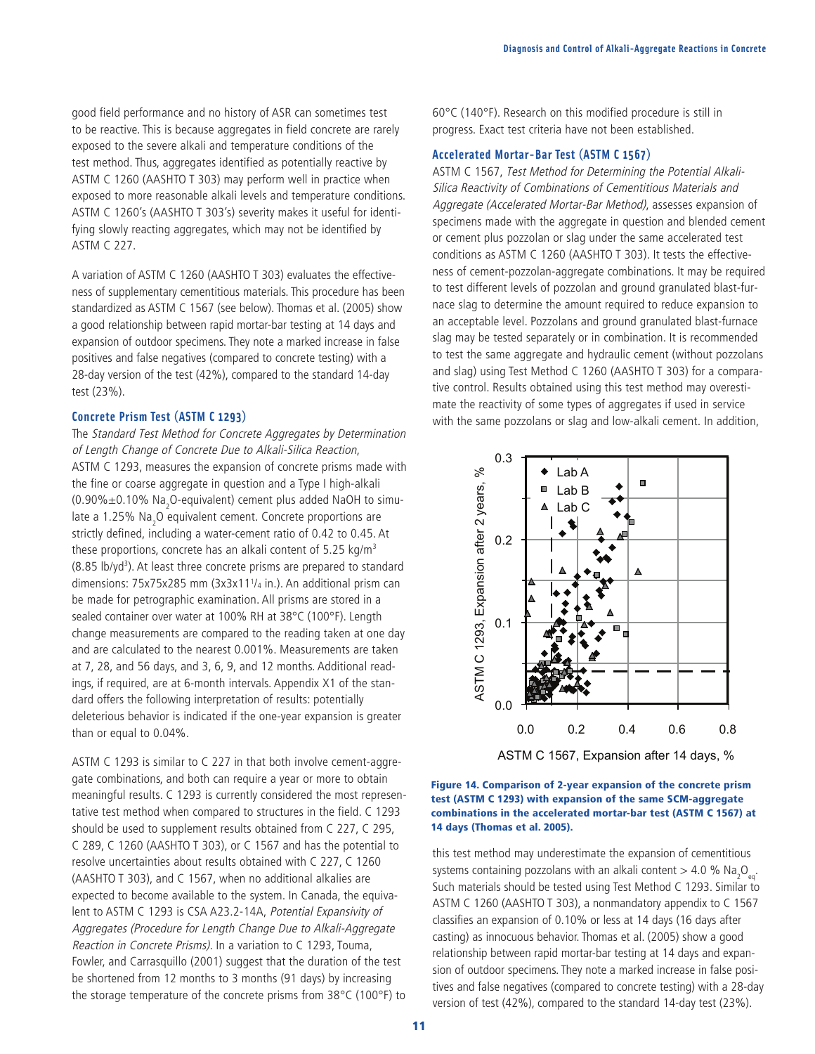good field performance and no history of ASR can sometimes test to be reactive. This is because aggregates in field concrete are rarely exposed to the severe alkali and temperature conditions of the test method. Thus, aggregates identified as potentially reactive by ASTM C 1260 (AASHTO T 303) may perform well in practice when exposed to more reasonable alkali levels and temperature conditions. ASTM C 1260's (AASHTO T 303's) severity makes it useful for identifying slowly reacting aggregates, which may not be identified by ASTM C 227.

A variation of ASTM C 1260 (AASHTO T 303) evaluates the effectiveness of supplementary cementitious materials. This procedure has been standardized as ASTM C 1567 (see below). Thomas et al. (2005) show a good relationship between rapid mortar-bar testing at 14 days and expansion of outdoor specimens. They note a marked increase in false positives and false negatives (compared to concrete testing) with a 28-day version of the test (42%), compared to the standard 14-day test (23%).

### Concrete Prism Test (ASTM C 1293)

The *Standard Test Method for Concrete Aggregates by Determination of Length Change of Concrete Due to Alkali-Silica Reaction*, ASTM C 1293, measures the expansion of concrete prisms made with the fine or coarse aggregate in question and a Type I high-alkali (0.90%±0.10% $Na_2O$-equivalent) cement plus added NaOH to simulate a 1.25% $Na_2O$ equivalent cement. Concrete proportions are strictly defined, including a water-cement ratio of 0.42 to 0.45. At these proportions, concrete has an alkali content of 5.25 kg/m$^3$ (8.85 lb/yd$^3$). At least three concrete prisms are prepared to standard dimensions: 75x75x285 mm (3x3x11$^1/_4$ in.). An additional prism can be made for petrographic examination. All prisms are stored in a sealed container over water at 100% RH at 38°C (100°F). Length change measurements are compared to the reading taken at one day and are calculated to the nearest 0.001%. Measurements are taken at 7, 28, and 56 days, and 3, 6, 9, and 12 months. Additional readings, if required, are at 6-month intervals. Appendix X1 of the standard offers the following interpretation of results: potentially deleterious behavior is indicated if the one-year expansion is greater than or equal to 0.04%.

ASTM C 1293 is similar to C 227 in that both involve cement-aggregate combinations, and both can require a year or more to obtain meaningful results. C 1293 is currently considered the most representative test method when compared to structures in the field. C 1293 should be used to supplement results obtained from C 227, C 295, C 289, C 1260 (AASHTO T 303), or C 1567 and has the potential to resolve uncertainties about results obtained with C 227, C 1260 (AASHTO T 303), and C 1567, when no additional alkalies are expected to become available to the system. In Canada, the equivalent to ASTM C 1293 is CSA A23.2-14A, *Potential Expansivity of Aggregates (Procedure for Length Change Due to Alkali-Aggregate Reaction in Concrete Prisms)*. In a variation to C 1293, Touma, Fowler, and Carrasquillo (2001) suggest that the duration of the test be shortened from 12 months to 3 months (91 days) by increasing the storage temperature of the concrete prisms from 38°C (100°F) to 60°C (140°F). Research on this modified procedure is still in progress. Exact test criteria have not been established.

### Accelerated Mortar-Bar Test (ASTM C 1567)

ASTM C 1567, *Test Method for Determining the Potential Alkali-Silica Reactivity of Combinations of Cementitious Materials and Aggregate (Accelerated Mortar-Bar Method)*, assesses expansion of specimens made with the aggregate in question and blended cement or cement plus pozzolan or slag under the same accelerated test conditions as ASTM C 1260 (AASHTO T 303). It tests the effectiveness of cement-pozzolan-aggregate combinations. It may be required to test different levels of pozzolan and ground granulated blast-furnace slag to determine the amount required to reduce expansion to an acceptable level. Pozzolans and ground granulated blast-furnace slag may be tested separately or in combination. It is recommended to test the same aggregate and hydraulic cement (without pozzolans and slag) using Test Method C 1260 (AASHTO T 303) for a comparative control. Results obtained using this test method may overestimate the reactivity of some types of aggregates if used in service with the same pozzolans or slag and low-alkali cement. In addition, this test method may underestimate the expansion of cementitious systems containing pozzolans with an alkali content > 4.0 % $Na_2O_{eq}$. Such materials should be tested using Test Method C 1293. Similar to ASTM C 1260 (AASHTO T 303), a nonmandatory appendix to C 1567 classifies an expansion of 0.10% or less at 14 days (16 days after casting) as innocuous behavior. Thomas et al. (2005) show a good relationship between rapid mortar-bar testing at 14 days and expansion of outdoor specimens. They note a marked increase in false positives and false negatives (compared to concrete testing) with a 28-day version of test (42%), compared to the standard 14-day test (23%).

**Figure 14. Comparison of 2-year expansion of the concrete prism test (ASTM C 1293) with expansion of the same SCM-aggregate combinations in the accelerated mortar-bar test (ASTM C 1567) at 14 days (Thomas et al. 2005).**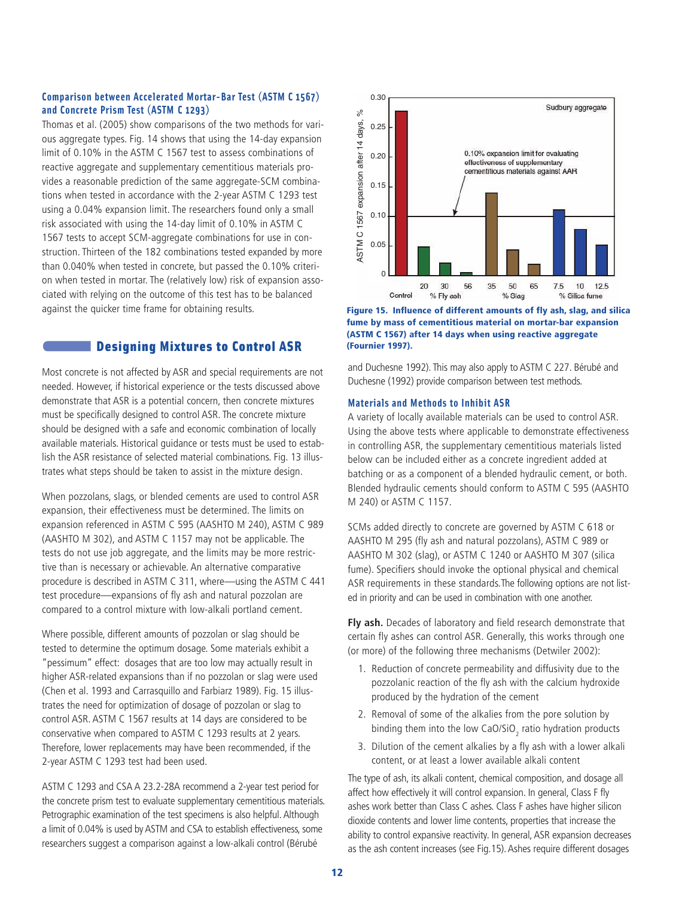### Comparison between Accelerated Mortar-Bar Test (ASTM C 1567) and Concrete Prism Test (ASTM C 1293)

Thomas et al. (2005) show comparisons of the two methods for various aggregate types. Fig. 14 shows that using the 14-day expansion limit of 0.10% in the ASTM C 1567 test to assess combinations of reactive aggregate and supplementary cementitious materials provides a reasonable prediction of the same aggregate-SCM combinations when tested in accordance with the 2-year ASTM C 1293 test using a 0.04% expansion limit. The researchers found only a small risk associated with using the 14-day limit of 0.10% in ASTM C 1567 tests to accept SCM-aggregate combinations for use in construction. Thirteen of the 182 combinations tested expanded by more than 0.040% when tested in concrete, but passed the 0.10% criterion when tested in mortar. The (relatively low) risk of expansion associated with relying on the outcome of this test has to be balanced against the quicker time frame for obtaining results.

## Designing Mixtures to Control ASR

Most concrete is not affected by ASR and special requirements are not needed. However, if historical experience or the tests discussed above demonstrate that ASR is a potential concern, then concrete mixtures must be specifically designed to control ASR. The concrete mixture should be designed with a safe and economic combination of locally available materials. Historical guidance or tests must be used to establish the ASR resistance of selected material combinations. Fig. 13 illustrates what steps should be taken to assist in the mixture design.

When pozzolans, slags, or blended cements are used to control ASR expansion, their effectiveness must be determined. The limits on expansion referenced in ASTM C 595 (AASHTO M 240), ASTM C 989 (AASHTO M 302), and ASTM C 1157 may not be applicable. The tests do not use job aggregate, and the limits may be more restrictive than is necessary or achievable. An alternative comparative procedure is described in ASTM C 311, where—using the ASTM C 441 test procedure—expansions of fly ash and natural pozzolan are compared to a control mixture with low-alkali portland cement.

Where possible, different amounts of pozzolan or slag should be tested to determine the optimum dosage. Some materials exhibit a "pessimum" effect: dosages that are too low may actually result in higher ASR-related expansions than if no pozzolan or slag were used (Chen et al. 1993 and Carrasquillo and Farbiarz 1989). Fig. 15 illustrates the need for optimization of dosage of pozzolan or slag to control ASR. ASTM C 1567 results at 14 days are considered to be conservative when compared to ASTM C 1293 results at 2 years. Therefore, lower replacements may have been recommended, if the 2-year ASTM C 1293 test had been used.

ASTM C 1293 and CSA A 23.2-28A recommend a 2-year test period for the concrete prism test to evaluate supplementary cementitious materials. Petrographic examination of the test specimens is also helpful. Although a limit of 0.04% is used by ASTM and CSA to establish effectiveness, some researchers suggest a comparison against a low-alkali control (Bérubé and Duchesne 1992). This may also apply to ASTM C 227. Bérubé and Duchesne (1992) provide comparison between test methods.

**Figure 15. Influence of different amounts of fly ash, slag, and silica fume by mass of cementitious material on mortar-bar expansion (ASTM C 1567) after 14 days when using reactive aggregate (Fournier 1997).**

### Materials and Methods to Inhibit ASR

A variety of locally available materials can be used to control ASR. Using the above tests where applicable to demonstrate effectiveness in controlling ASR, the supplementary cementitious materials listed below can be included either as a concrete ingredient added at batching or as a component of a blended hydraulic cement, or both. Blended hydraulic cements should conform to ASTM C 595 (AASHTO M 240) or ASTM C 1157.

SCMs added directly to concrete are governed by ASTM C 618 or AASHTO M 295 (fly ash and natural pozzolans), ASTM C 989 or AASHTO M 302 (slag), or ASTM C 1240 or AASHTO M 307 (silica fume). Specifiers should invoke the optional physical and chemical ASR requirements in these standards. The following options are not listed in priority and can be used in combination with one another.

**Fly ash.** Decades of laboratory and field research demonstrate that certain fly ashes can control ASR. Generally, this works through one (or more) of the following three mechanisms (Detwiler 2002):

1. Reduction of concrete permeability and diffusivity due to the pozzolanic reaction of the fly ash with the calcium hydroxide produced by the hydration of the cement
2. Removal of some of the alkalies from the pore solution by binding them into the low $CaO/SiO_2$ ratio hydration products
3. Dilution of the cement alkalies by a fly ash with a lower alkali content, or at least a lower available alkali content

The type of ash, its alkali content, chemical composition, and dosage all affect how effectively it will control expansion. In general, Class F fly ashes work better than Class C ashes. Class F ashes have higher silicon dioxide contents and lower lime contents, properties that increase the ability to control expansive reactivity. In general, ASR expansion decreases as the ash content increases (see Fig. 15). Ashes require different dosages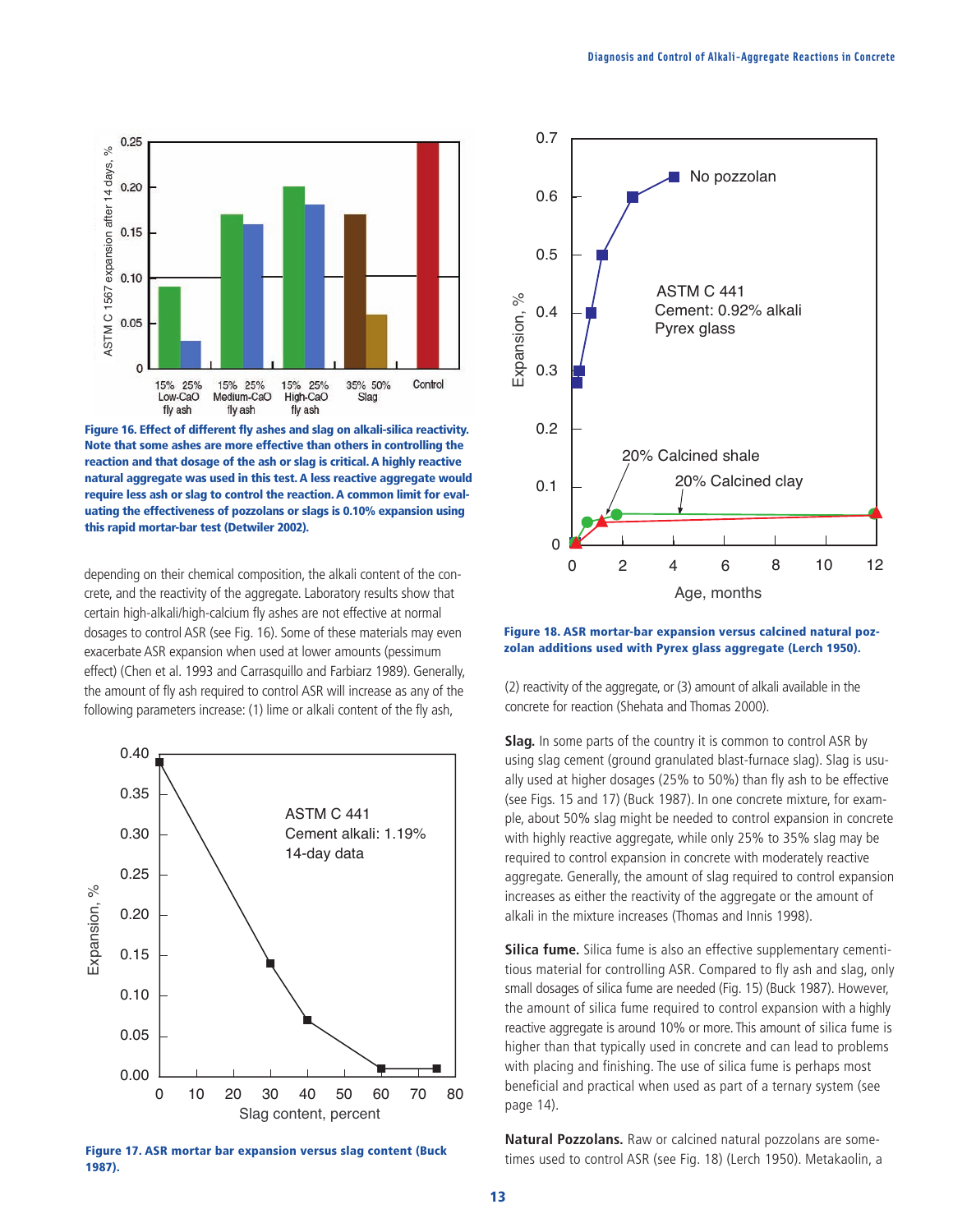Figure 16. Effect of different fly ashes and slag on alkali-silica reactivity. Note that some ashes are more effective than others in controlling the reaction and that dosage of the ash or slag is critical. A highly reactive natural aggregate was used in this test. A less reactive aggregate would require less ash or slag to control the reaction. A common limit for evaluating the effectiveness of pozzolans or slags is 0.10% expansion using this rapid mortar-bar test (Detwiler 2002).

depending on their chemical composition, the alkali content of the concrete, and the reactivity of the aggregate. Laboratory results show that certain high-alkali/high-calcium fly ashes are not effective at normal dosages to control ASR (see Fig. 16). Some of these materials may even exacerbate ASR expansion when used at lower amounts (pessimum effect) (Chen et al. 1993 and Carrasquillo and Farbiarz 1989). Generally, the amount of fly ash required to control ASR will increase as any of the following parameters increase: (1) lime or alkali content of the fly ash, (2) reactivity of the aggregate, or (3) amount of alkali available in the concrete for reaction (Shehata and Thomas 2000).

Figure 17. ASR mortar bar expansion versus slag content (Buck 1987).

Figure 18. ASR mortar-bar expansion versus calcined natural pozzolan additions used with Pyrex glass aggregate (Lerch 1950).

**Slag.** In some parts of the country it is common to control ASR by using slag cement (ground granulated blast-furnace slag). Slag is usually used at higher dosages (25% to 50%) than fly ash to be effective (see Figs. 15 and 17) (Buck 1987). In one concrete mixture, for example, about 50% slag might be needed to control expansion in concrete with highly reactive aggregate, while only 25% to 35% slag may be required to control expansion in concrete with moderately reactive aggregate. Generally, the amount of slag required to control expansion increases as either the reactivity of the aggregate or the amount of alkali in the mixture increases (Thomas and Innis 1998).

**Silica fume.** Silica fume is also an effective supplementary cementitious material for controlling ASR. Compared to fly ash and slag, only small dosages of silica fume are needed (Fig. 15) (Buck 1987). However, the amount of silica fume required to control expansion with a highly reactive aggregate is around 10% or more. This amount of silica fume is higher than that typically used in concrete and can lead to problems with placing and finishing. The use of silica fume is perhaps most beneficial and practical when used as part of a ternary system (see page 14).

**Natural Pozzolans.** Raw or calcined natural pozzolans are sometimes used to control ASR (see Fig. 18) (Lerch 1950). Metakaolin, a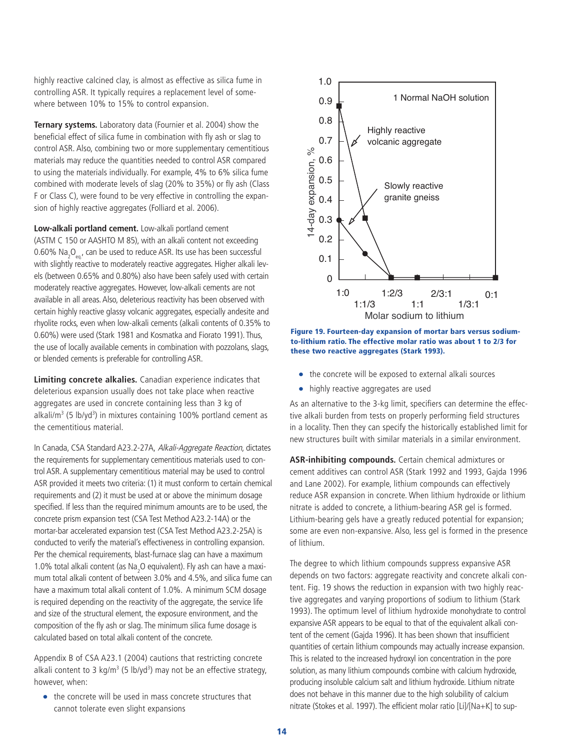highly reactive calcined clay, is almost as effective as silica fume in controlling ASR. It typically requires a replacement level of somewhere between 10% to 15% to control expansion.

**Ternary systems.** Laboratory data (Fournier et al. 2004) show the beneficial effect of silica fume in combination with fly ash or slag to control ASR. Also, combining two or more supplementary cementitious materials may reduce the quantities needed to control ASR compared to using the materials individually. For example, 4% to 6% silica fume combined with moderate levels of slag (20% to 35%) or fly ash (Class F or Class C), were found to be very effective in controlling the expansion of highly reactive aggregates (Folliard et al. 2006).

**Low-alkali portland cement.** Low-alkali portland cement (ASTM C 150 or AASHTO M 85), with an alkali content not exceeding 0.60% $Na_2O_{eq}$, can be used to reduce ASR. Its use has been successful with slightly reactive to moderately reactive aggregates. Higher alkali levels (between 0.65% and 0.80%) also have been safely used with certain moderately reactive aggregates. However, low-alkali cements are not available in all areas. Also, deleterious reactivity has been observed with certain highly reactive glassy volcanic aggregates, especially andesite and rhyolite rocks, even when low-alkali cements (alkali contents of 0.35% to 0.60%) were used (Stark 1981 and Kosmatka and Fiorato 1991). Thus, the use of locally available cements in combination with pozzolans, slags, or blended cements is preferable for controlling ASR.

**Limiting concrete alkalies.** Canadian experience indicates that deleterious expansion usually does not take place when reactive aggregates are used in concrete containing less than 3 kg of alkali/m$^3$ (5 lb/yd$^3$) in mixtures containing 100% portland cement as the cementitious material.

In Canada, CSA Standard A23.2-27A, *Alkali-Aggregate Reaction*, dictates the requirements for supplementary cementitious materials used to control ASR. A supplementary cementitious material may be used to control ASR provided it meets two criteria: (1) it must conform to certain chemical requirements and (2) it must be used at or above the minimum dosage specified. If less than the required minimum amounts are to be used, the concrete prism expansion test (CSA Test Method A23.2-14A) or the mortar-bar accelerated expansion test (CSA Test Method A23.2-25A) is conducted to verify the material's effectiveness in controlling expansion. Per the chemical requirements, blast-furnace slag can have a maximum 1.0% total alkali content (as $Na_2O$ equivalent). Fly ash can have a maximum total alkali content of between 3.0% and 4.5%, and silica fume can have a maximum total alkali content of 1.0%. A minimum SCM dosage is required depending on the reactivity of the aggregate, the service life and size of the structural element, the exposure environment, and the composition of the fly ash or slag. The minimum silica fume dosage is calculated based on total alkali content of the concrete.

Appendix B of CSA A23.1 (2004) cautions that restricting concrete alkali content to 3 kg/m$^3$ (5 lb/yd$^3$) may not be an effective strategy, however, when:

- the concrete will be used in mass concrete structures that cannot tolerate even slight expansions
- the concrete will be exposed to external alkali sources
- highly reactive aggregates are used

As an alternative to the 3-kg limit, specifiers can determine the effective alkali burden from tests on properly performing field structures in a locality. Then they can specify the historically established limit for new structures built with similar materials in a similar environment.

**Figure 19. Fourteen-day expansion of mortar bars versus sodium-to-lithium ratio. The effective molar ratio was about 1 to 2/3 for these two reactive aggregates (Stark 1993).**

**ASR-inhibiting compounds.** Certain chemical admixtures or cement additives can control ASR (Stark 1992 and 1993, Gajda 1996 and Lane 2002). For example, lithium compounds can effectively reduce ASR expansion in concrete. When lithium hydroxide or lithium nitrate is added to concrete, a lithium-bearing ASR gel is formed. Lithium-bearing gels have a greatly reduced potential for expansion; some are even non-expansive. Also, less gel is formed in the presence of lithium.

The degree to which lithium compounds suppress expansive ASR depends on two factors: aggregate reactivity and concrete alkali content. Fig. 19 shows the reduction in expansion with two highly reactive aggregates and varying proportions of sodium to lithium (Stark 1993). The optimum level of lithium hydroxide monohydrate to control expansive ASR appears to be equal to that of the equivalent alkali content of the cement (Gajda 1996). It has been shown that insufficient quantities of certain lithium compounds may actually increase expansion. This is related to the increased hydroxyl ion concentration in the pore solution, as many lithium compounds combine with calcium hydroxide, producing insoluble calcium salt and lithium hydroxide. Lithium nitrate does not behave in this manner due to the high solubility of calcium nitrate (Stokes et al. 1997). The efficient molar ratio [Li]/[Na+K] to sup-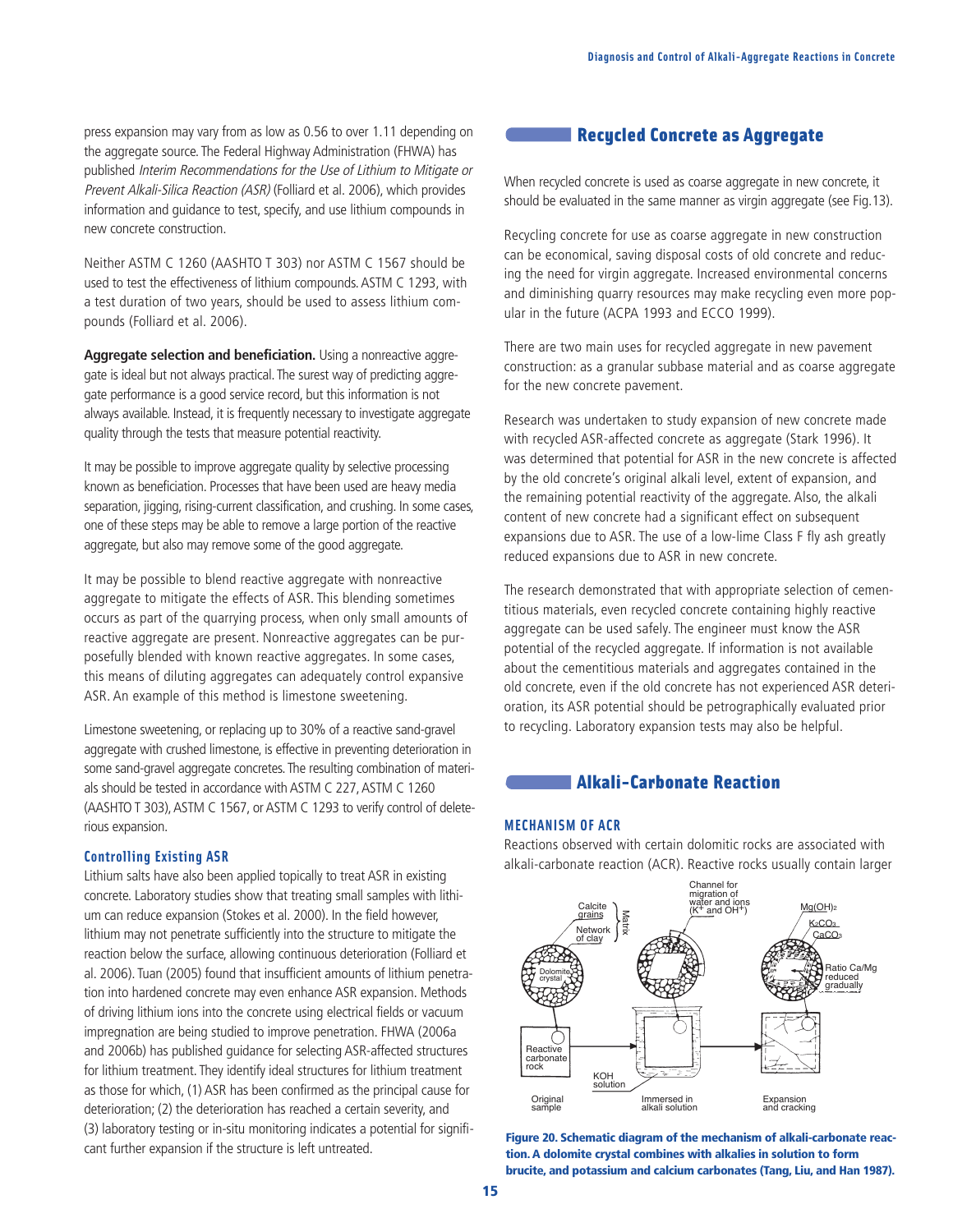press expansion may vary from as low as 0.56 to over 1.11 depending on the aggregate source. The Federal Highway Administration (FHWA) has published *Interim Recommendations for the Use of Lithium to Mitigate or Prevent Alkali-Silica Reaction (ASR)* (Folliard et al. 2006), which provides information and guidance to test, specify, and use lithium compounds in new concrete construction.

Neither ASTM C 1260 (AASHTO T 303) nor ASTM C 1567 should be used to test the effectiveness of lithium compounds. ASTM C 1293, with a test duration of two years, should be used to assess lithium compounds (Folliard et al. 2006).

**Aggregate selection and beneficiation.** Using a nonreactive aggregate is ideal but not always practical. The surest way of predicting aggregate performance is a good service record, but this information is not always available. Instead, it is frequently necessary to investigate aggregate quality through the tests that measure potential reactivity.

It may be possible to improve aggregate quality by selective processing known as beneficiation. Processes that have been used are heavy media separation, jigging, rising-current classification, and crushing. In some cases, one of these steps may be able to remove a large portion of the reactive aggregate, but also may remove some of the good aggregate.

It may be possible to blend reactive aggregate with nonreactive aggregate to mitigate the effects of ASR. This blending sometimes occurs as part of the quarrying process, when only small amounts of reactive aggregate are present. Nonreactive aggregates can be purposefully blended with known reactive aggregates. In some cases, this means of diluting aggregates can adequately control expansive ASR. An example of this method is limestone sweetening.

Limestone sweetening, or replacing up to 30% of a reactive sand-gravel aggregate with crushed limestone, is effective in preventing deterioration in some sand-gravel aggregate concretes. The resulting combination of materials should be tested in accordance with ASTM C 227, ASTM C 1260 (AASHTO T 303), ASTM C 1567, or ASTM C 1293 to verify control of deleterious expansion.

### Controlling Existing ASR

Lithium salts have also been applied topically to treat ASR in existing concrete. Laboratory studies show that treating small samples with lithium can reduce expansion (Stokes et al. 2000). In the field however, lithium may not penetrate sufficiently into the structure to mitigate the reaction below the surface, allowing continuous deterioration (Folliard et al. 2006). Tuan (2005) found that insufficient amounts of lithium penetration into hardened concrete may even enhance ASR expansion. Methods of driving lithium ions into the concrete using electrical fields or vacuum impregnation are being studied to improve penetration. FHWA (2006a and 2006b) has published guidance for selecting ASR-affected structures for lithium treatment. They identify ideal structures for lithium treatment as those for which, (1) ASR has been confirmed as the principal cause for deterioration; (2) the deterioration has reached a certain severity, and (3) laboratory testing or in-situ monitoring indicates a potential for significant further expansion if the structure is left untreated.

## Recycled Concrete as Aggregate

When recycled concrete is used as coarse aggregate in new concrete, it should be evaluated in the same manner as virgin aggregate (see Fig.13).

Recycling concrete for use as coarse aggregate in new construction can be economical, saving disposal costs of old concrete and reducing the need for virgin aggregate. Increased environmental concerns and diminishing quarry resources may make recycling even more popular in the future (ACPA 1993 and ECCO 1999).

There are two main uses for recycled aggregate in new pavement construction: as a granular subbase material and as coarse aggregate for the new concrete pavement.

Research was undertaken to study expansion of new concrete made with recycled ASR-affected concrete as aggregate (Stark 1996). It was determined that potential for ASR in the new concrete is affected by the old concrete's original alkali level, extent of expansion, and the remaining potential reactivity of the aggregate. Also, the alkali content of new concrete had a significant effect on subsequent expansions due to ASR. The use of a low-lime Class F fly ash greatly reduced expansions due to ASR in new concrete.

The research demonstrated that with appropriate selection of cementitious materials, even recycled concrete containing highly reactive aggregate can be used safely. The engineer must know the ASR potential of the recycled aggregate. If information is not available about the cementitious materials and aggregates contained in the old concrete, even if the old concrete has not experienced ASR deterioration, its ASR potential should be petrographically evaluated prior to recycling. Laboratory expansion tests may also be helpful.

## Alkali-Carbonate Reaction

### MECHANISM OF ACR

Reactions observed with certain dolomitic rocks are associated with alkali-carbonate reaction (ACR). Reactive rocks usually contain larger

**Figure 20. Schematic diagram of the mechanism of alkali-carbonate reaction. A dolomite crystal combines with alkalies in solution to form brucite, and potassium and calcium carbonates (Tang, Liu, and Han 1987).**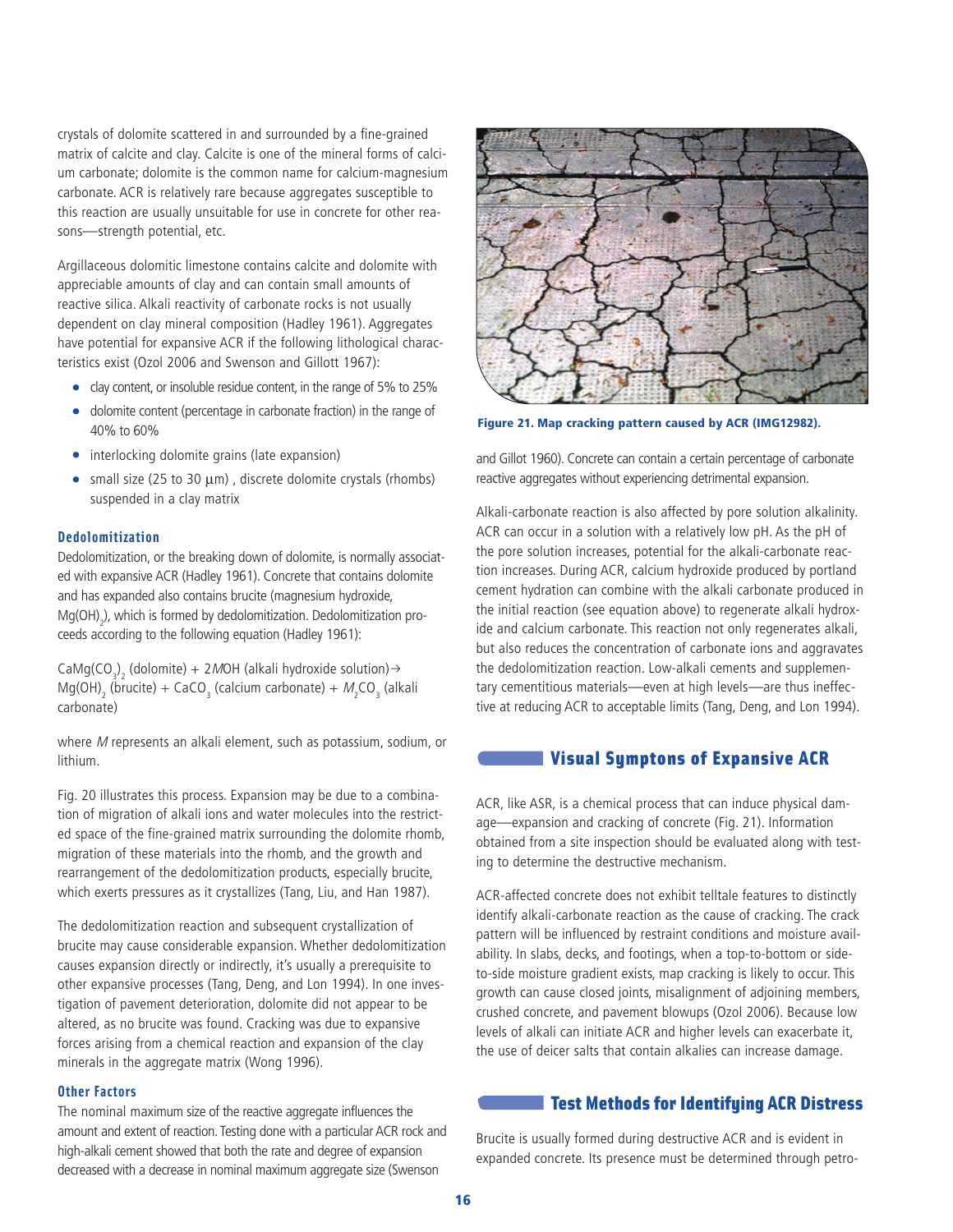crystals of dolomite scattered in and surrounded by a fine-grained matrix of calcite and clay. Calcite is one of the mineral forms of calcium carbonate; dolomite is the common name for calcium-magnesium carbonate. ACR is relatively rare because aggregates susceptible to this reaction are usually unsuitable for use in concrete for other reasons—strength potential, etc.

Argillaceous dolomitic limestone contains calcite and dolomite with appreciable amounts of clay and can contain small amounts of reactive silica. Alkali reactivity of carbonate rocks is not usually dependent on clay mineral composition (Hadley 1961). Aggregates have potential for expansive ACR if the following lithological characteristics exist (Ozol 2006 and Swenson and Gillott 1967):

- clay content, or insoluble residue content, in the range of 5% to 25%
- dolomite content (percentage in carbonate fraction) in the range of 40% to 60%
- interlocking dolomite grains (late expansion)
- small size (25 to 30 μm) , discrete dolomite crystals (rhombs) suspended in a clay matrix

### Dedolomitization

Dedolomitization, or the breaking down of dolomite, is normally associated with expansive ACR (Hadley 1961). Concrete that contains dolomite and has expanded also contains brucite (magnesium hydroxide, $Mg(OH)_2$), which is formed by dedolomitization. Dedolomitization proceeds according to the following equation (Hadley 1961):

$CaMg(CO_3)_2$ (dolomite) + $2MOH$ (alkali hydroxide solution) $\rightarrow$ $Mg(OH)_2$ (brucite) + $CaCO_3$ (calcium carbonate) + $M_2CO_3$ (alkali carbonate)

where *M* represents an alkali element, such as potassium, sodium, or lithium.

Fig. 20 illustrates this process. Expansion may be due to a combination of migration of alkali ions and water molecules into the restricted space of the fine-grained matrix surrounding the dolomite rhomb, migration of these materials into the rhomb, and the growth and rearrangement of the dedolomitization products, especially brucite, which exerts pressures as it crystallizes (Tang, Liu, and Han 1987).

The dedolomitization reaction and subsequent crystallization of brucite may cause considerable expansion. Whether dedolomitization causes expansion directly or indirectly, it's usually a prerequisite to other expansive processes (Tang, Deng, and Lon 1994). In one investigation of pavement deterioration, dolomite did not appear to be altered, as no brucite was found. Cracking was due to expansive forces arising from a chemical reaction and expansion of the clay minerals in the aggregate matrix (Wong 1996).

### Other Factors

The nominal maximum size of the reactive aggregate influences the amount and extent of reaction. Testing done with a particular ACR rock and high-alkali cement showed that both the rate and degree of expansion decreased with a decrease in nominal maximum aggregate size (Swenson and Gillot 1960). Concrete can contain a certain percentage of carbonate reactive aggregates without experiencing detrimental expansion.

**Figure 21. Map cracking pattern caused by ACR (IMG12982).**

Alkali-carbonate reaction is also affected by pore solution alkalinity. ACR can occur in a solution with a relatively low pH. As the pH of the pore solution increases, potential for the alkali-carbonate reaction increases. During ACR, calcium hydroxide produced by portland cement hydration can combine with the alkali carbonate produced in the initial reaction (see equation above) to regenerate alkali hydroxide and calcium carbonate. This reaction not only regenerates alkali, but also reduces the concentration of carbonate ions and aggravates the dedolomitization reaction. Low-alkali cements and supplementary cementitious materials—even at high levels—are thus ineffective at reducing ACR to acceptable limits (Tang, Deng, and Lon 1994).

## Visual Symptoms of Expansive ACR

ACR, like ASR, is a chemical process that can induce physical damage—expansion and cracking of concrete (Fig. 21). Information obtained from a site inspection should be evaluated along with testing to determine the destructive mechanism.

ACR-affected concrete does not exhibit telltale features to distinctly identify alkali-carbonate reaction as the cause of cracking. The crack pattern will be influenced by restraint conditions and moisture availability. In slabs, decks, and footings, when a top-to-bottom or side-to-side moisture gradient exists, map cracking is likely to occur. This growth can cause closed joints, misalignment of adjoining members, crushed concrete, and pavement blowups (Ozol 2006). Because low levels of alkali can initiate ACR and higher levels can exacerbate it, the use of deicer salts that contain alkalies can increase damage.

## Test Methods for Identifying ACR Distress

Brucite is usually formed during destructive ACR and is evident in expanded concrete. Its presence must be determined through petro-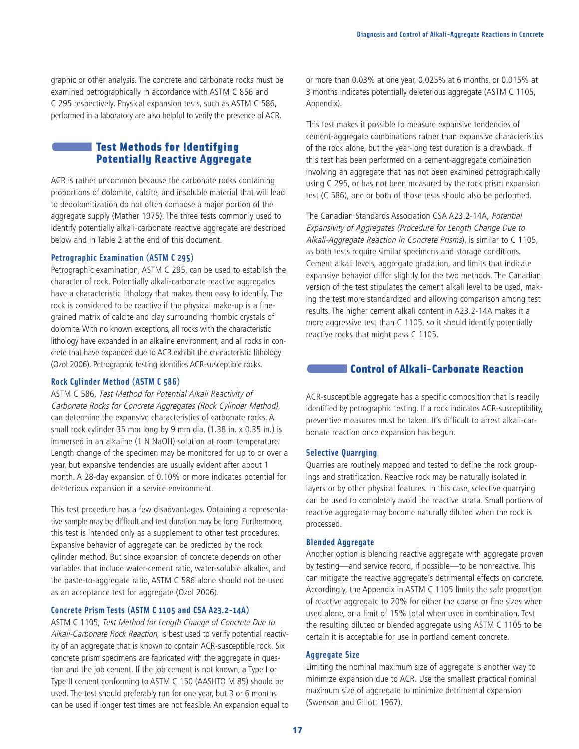graphic or other analysis. The concrete and carbonate rocks must be examined petrographically in accordance with ASTM C 856 and C 295 respectively. Physical expansion tests, such as ASTM C 586, performed in a laboratory are also helpful to verify the presence of ACR.

## Test Methods for Identifying Potentially Reactive Aggregate

ACR is rather uncommon because the carbonate rocks containing proportions of dolomite, calcite, and insoluble material that will lead to dedolomitization do not often compose a major portion of the aggregate supply (Mather 1975). The three tests commonly used to identify potentially alkali-carbonate reactive aggregate are described below and in Table 2 at the end of this document.

### Petrographic Examination (ASTM C 295)

Petrographic examination, ASTM C 295, can be used to establish the character of rock. Potentially alkali-carbonate reactive aggregates have a characteristic lithology that makes them easy to identify. The rock is considered to be reactive if the physical make-up is a fine-grained matrix of calcite and clay surrounding rhombic crystals of dolomite. With no known exceptions, all rocks with the characteristic lithology have expanded in an alkaline environment, and all rocks in concrete that have expanded due to ACR exhibit the characteristic lithology (Ozol 2006). Petrographic testing identifies ACR-susceptible rocks.

### Rock Cylinder Method (ASTM C 586)

ASTM C 586, *Test Method for Potential Alkali Reactivity of Carbonate Rocks for Concrete Aggregates (Rock Cylinder Method)*, can determine the expansive characteristics of carbonate rocks. A small rock cylinder 35 mm long by 9 mm dia. (1.38 in. x 0.35 in.) is immersed in an alkaline (1 N NaOH) solution at room temperature. Length change of the specimen may be monitored for up to or over a year, but expansive tendencies are usually evident after about 1 month. A 28-day expansion of 0.10% or more indicates potential for deleterious expansion in a service environment.

This test procedure has a few disadvantages. Obtaining a representative sample may be difficult and test duration may be long. Furthermore, this test is intended only as a supplement to other test procedures. Expansive behavior of aggregate can be predicted by the rock cylinder method. But since expansion of concrete depends on other variables that include water-cement ratio, water-soluble alkalies, and the paste-to-aggregate ratio, ASTM C 586 alone should not be used as an acceptance test for aggregate (Ozol 2006).

### Concrete Prism Tests (ASTM C 1105 and CSA A23.2-14A)

ASTM C 1105, *Test Method for Length Change of Concrete Due to Alkali-Carbonate Rock Reaction*, is best used to verify potential reactivity of an aggregate that is known to contain ACR-susceptible rock. Six concrete prism specimens are fabricated with the aggregate in question and the job cement. If the job cement is not known, a Type I or Type II cement conforming to ASTM C 150 (AASHTO M 85) should be used. The test should preferably run for one year, but 3 or 6 months can be used if longer test times are not feasible. An expansion equal to or more than 0.03% at one year, 0.025% at 6 months, or 0.015% at 3 months indicates potentially deleterious aggregate (ASTM C 1105, Appendix).

This test makes it possible to measure expansive tendencies of cement-aggregate combinations rather than expansive characteristics of the rock alone, but the year-long test duration is a drawback. If this test has been performed on a cement-aggregate combination involving an aggregate that has not been examined petrographically using C 295, or has not been measured by the rock prism expansion test (C 586), one or both of those tests should also be performed.

The Canadian Standards Association CSA A23.2-14A, *Potential Expansivity of Aggregates (Procedure for Length Change Due to Alkali-Aggregate Reaction in Concrete Prisms)*, is similar to C 1105, as both tests require similar specimens and storage conditions. Cement alkali levels, aggregate gradation, and limits that indicate expansive behavior differ slightly for the two methods. The Canadian version of the test stipulates the cement alkali level to be used, making the test more standardized and allowing comparison among test results. The higher cement alkali content in A23.2-14A makes it a more aggressive test than C 1105, so it should identify potentially reactive rocks that might pass C 1105.

## Control of Alkali-Carbonate Reaction

ACR-susceptible aggregate has a specific composition that is readily identified by petrographic testing. If a rock indicates ACR-susceptibility, preventive measures must be taken. It's difficult to arrest alkali-carbonate reaction once expansion has begun.

### Selective Quarrying

Quarries are routinely mapped and tested to define the rock groupings and stratification. Reactive rock may be naturally isolated in layers or by other physical features. In this case, selective quarrying can be used to completely avoid the reactive strata. Small portions of reactive aggregate may become naturally diluted when the rock is processed.

### Blended Aggregate

Another option is blending reactive aggregate with aggregate proven by testing—and service record, if possible—to be nonreactive. This can mitigate the reactive aggregate's detrimental effects on concrete. Accordingly, the Appendix in ASTM C 1105 limits the safe proportion of reactive aggregate to 20% for either the coarse or fine sizes when used alone, or a limit of 15% total when used in combination. Test the resulting diluted or blended aggregate using ASTM C 1105 to be certain it is acceptable for use in portland cement concrete.

### Aggregate Size

Limiting the nominal maximum size of aggregate is another way to minimize expansion due to ACR. Use the smallest practical nominal maximum size of aggregate to minimize detrimental expansion (Swenson and Gillott 1967).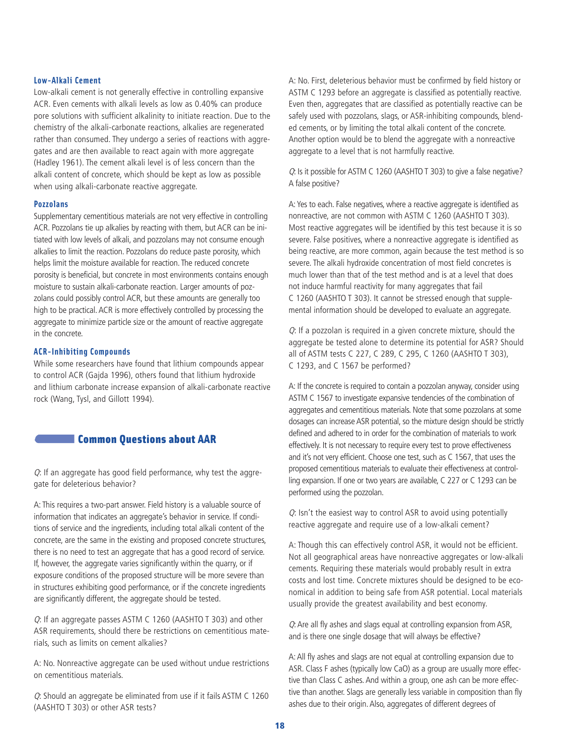### Low-Alkali Cement

Low-alkali cement is not generally effective in controlling expansive ACR. Even cements with alkali levels as low as 0.40% can produce pore solutions with sufficient alkalinity to initiate reaction. Due to the chemistry of the alkali-carbonate reactions, alkalies are regenerated rather than consumed. They undergo a series of reactions with aggregates and are then available to react again with more aggregate (Hadley 1961). The cement alkali level is of less concern than the alkali content of concrete, which should be kept as low as possible when using alkali-carbonate reactive aggregate.

### Pozzolans

Supplementary cementitious materials are not very effective in controlling ACR. Pozzolans tie up alkalies by reacting with them, but ACR can be initiated with low levels of alkali, and pozzolans may not consume enough alkalies to limit the reaction. Pozzolans do reduce paste porosity, which helps limit the moisture available for reaction. The reduced concrete porosity is beneficial, but concrete in most environments contains enough moisture to sustain alkali-carbonate reaction. Larger amounts of pozzolans could possibly control ACR, but these amounts are generally too high to be practical. ACR is more effectively controlled by processing the aggregate to minimize particle size or the amount of reactive aggregate in the concrete.

### ACR-Inhibiting Compounds

While some researchers have found that lithium compounds appear to control ACR (Gajda 1996), others found that lithium hydroxide and lithium carbonate increase expansion of alkali-carbonate reactive rock (Wang, Tysl, and Gillott 1994).

## Common Questions about AAR

*Q*: If an aggregate has good field performance, why test the aggregate for deleterious behavior?

A: This requires a two-part answer. Field history is a valuable source of information that indicates an aggregate's behavior in service. If conditions of service and the ingredients, including total alkali content of the concrete, are the same in the existing and proposed concrete structures, there is no need to test an aggregate that has a good record of service. If, however, the aggregate varies significantly within the quarry, or if exposure conditions of the proposed structure will be more severe than in structures exhibiting good performance, or if the concrete ingredients are significantly different, the aggregate should be tested.

*Q*: If an aggregate passes ASTM C 1260 (AASHTO T 303) and other ASR requirements, should there be restrictions on cementitious materials, such as limits on cement alkalies?

A: No. Nonreactive aggregate can be used without undue restrictions on cementitious materials.

*Q*: Should an aggregate be eliminated from use if it fails ASTM C 1260 (AASHTO T 303) or other ASR tests?

A: No. First, deleterious behavior must be confirmed by field history or ASTM C 1293 before an aggregate is classified as potentially reactive. Even then, aggregates that are classified as potentially reactive can be safely used with pozzolans, slags, or ASR-inhibiting compounds, blended cements, or by limiting the total alkali content of the concrete. Another option would be to blend the aggregate with a nonreactive aggregate to a level that is not harmfully reactive.

*Q*: Is it possible for ASTM C 1260 (AASHTO T 303) to give a false negative? A false positive?

A: Yes to each. False negatives, where a reactive aggregate is identified as nonreactive, are not common with ASTM C 1260 (AASHTO T 303). Most reactive aggregates will be identified by this test because it is so severe. False positives, where a nonreactive aggregate is identified as being reactive, are more common, again because the test method is so severe. The alkali hydroxide concentration of most field concretes is much lower than that of the test method and is at a level that does not induce harmful reactivity for many aggregates that fail C 1260 (AASHTO T 303). It cannot be stressed enough that supplemental information should be developed to evaluate an aggregate.

*Q*: If a pozzolan is required in a given concrete mixture, should the aggregate be tested alone to determine its potential for ASR? Should all of ASTM tests C 227, C 289, C 295, C 1260 (AASHTO T 303), C 1293, and C 1567 be performed?

A: If the concrete is required to contain a pozzolan anyway, consider using ASTM C 1567 to investigate expansive tendencies of the combination of aggregates and cementitious materials. Note that some pozzolans at some dosages can increase ASR potential, so the mixture design should be strictly defined and adhered to in order for the combination of materials to work effectively. It is not necessary to require every test to prove effectiveness and it's not very efficient. Choose one test, such as C 1567, that uses the proposed cementitious materials to evaluate their effectiveness at controlling expansion. If one or two years are available, C 227 or C 1293 can be performed using the pozzolan.

*Q*: Isn't the easiest way to control ASR to avoid using potentially reactive aggregate and require use of a low-alkali cement?

A: Though this can effectively control ASR, it would not be efficient. Not all geographical areas have nonreactive aggregates or low-alkali cements. Requiring these materials would probably result in extra costs and lost time. Concrete mixtures should be designed to be economical in addition to being safe from ASR potential. Local materials usually provide the greatest availability and best economy.

*Q*: Are all fly ashes and slags equal at controlling expansion from ASR, and is there one single dosage that will always be effective?

A: All fly ashes and slags are not equal at controlling expansion due to ASR. Class F ashes (typically low CaO) as a group are usually more effective than Class C ashes. And within a group, one ash can be more effective than another. Slags are generally less variable in composition than fly ashes due to their origin. Also, aggregates of different degrees of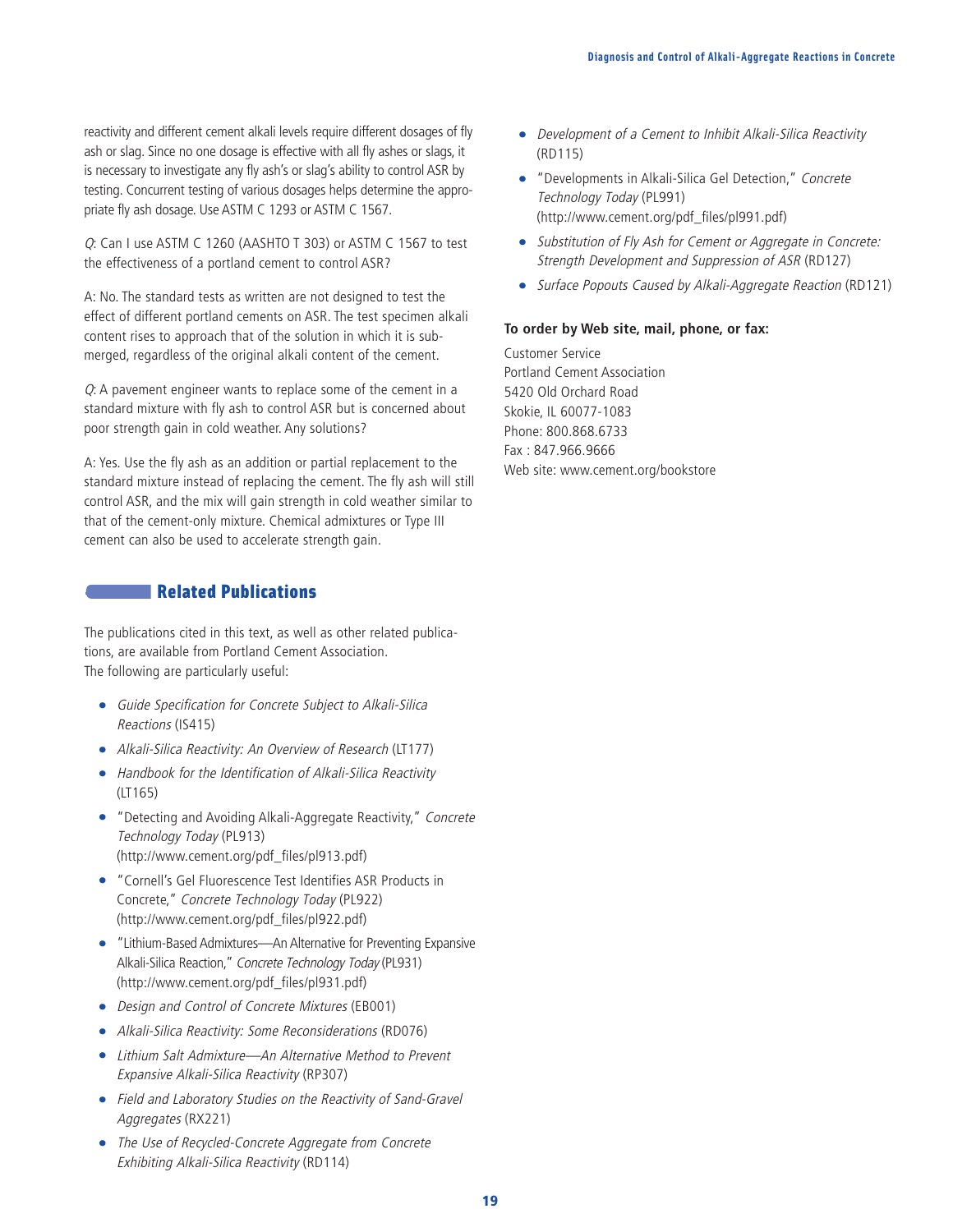reactivity and different cement alkali levels require different dosages of fly ash or slag. Since no one dosage is effective with all fly ashes or slags, it is necessary to investigate any fly ash's or slag's ability to control ASR by testing. Concurrent testing of various dosages helps determine the appropriate fly ash dosage. Use ASTM C 1293 or ASTM C 1567.

*Q*: Can I use ASTM C 1260 (AASHTO T 303) or ASTM C 1567 to test the effectiveness of a portland cement to control ASR?

A: No. The standard tests as written are not designed to test the effect of different portland cements on ASR. The test specimen alkali content rises to approach that of the solution in which it is submerged, regardless of the original alkali content of the cement.

*Q*: A pavement engineer wants to replace some of the cement in a standard mixture with fly ash to control ASR but is concerned about poor strength gain in cold weather. Any solutions?

A: Yes. Use the fly ash as an addition or partial replacement to the standard mixture instead of replacing the cement. The fly ash will still control ASR, and the mix will gain strength in cold weather similar to that of the cement-only mixture. Chemical admixtures or Type III cement can also be used to accelerate strength gain.

## Related Publications

The publications cited in this text, as well as other related publications, are available from Portland Cement Association. The following are particularly useful:

- *Guide Specification for Concrete Subject to Alkali-Silica Reactions* (IS415)
- *Alkali-Silica Reactivity: An Overview of Research* (LT177)
- *Handbook for the Identification of Alkali-Silica Reactivity* (LT165)
- "Detecting and Avoiding Alkali-Aggregate Reactivity," *Concrete Technology Today* (PL913) (http://www.cement.org/pdf_files/pl913.pdf)
- "Cornell's Gel Fluorescence Test Identifies ASR Products in Concrete," *Concrete Technology Today* (PL922) (http://www.cement.org/pdf_files/pl922.pdf)
- "Lithium-Based Admixtures—An Alternative for Preventing Expansive Alkali-Silica Reaction," *Concrete Technology Today* (PL931) (http://www.cement.org/pdf_files/pl931.pdf)
- *Design and Control of Concrete Mixtures* (EB001)
- *Alkali-Silica Reactivity: Some Reconsiderations* (RD076)
- *Lithium Salt Admixture—An Alternative Method to Prevent Expansive Alkali-Silica Reactivity* (RP307)
- *Field and Laboratory Studies on the Reactivity of Sand-Gravel Aggregates* (RX221)
- *The Use of Recycled-Concrete Aggregate from Concrete Exhibiting Alkali-Silica Reactivity* (RD114)
- *Development of a Cement to Inhibit Alkali-Silica Reactivity* (RD115)
- "Developments in Alkali-Silica Gel Detection," *Concrete Technology Today* (PL991) (http://www.cement.org/pdf_files/pl991.pdf)
- *Substitution of Fly Ash for Cement or Aggregate in Concrete: Strength Development and Suppression of ASR* (RD127)
- *Surface Popouts Caused by Alkali-Aggregate Reaction* (RD121)

**To order by Web site, mail, phone, or fax:**

Customer Service
Portland Cement Association
5420 Old Orchard Road
Skokie, IL 60077-1083
Phone: 800.868.6733
Fax : 847.966.9666
Web site: www.cement.org/bookstore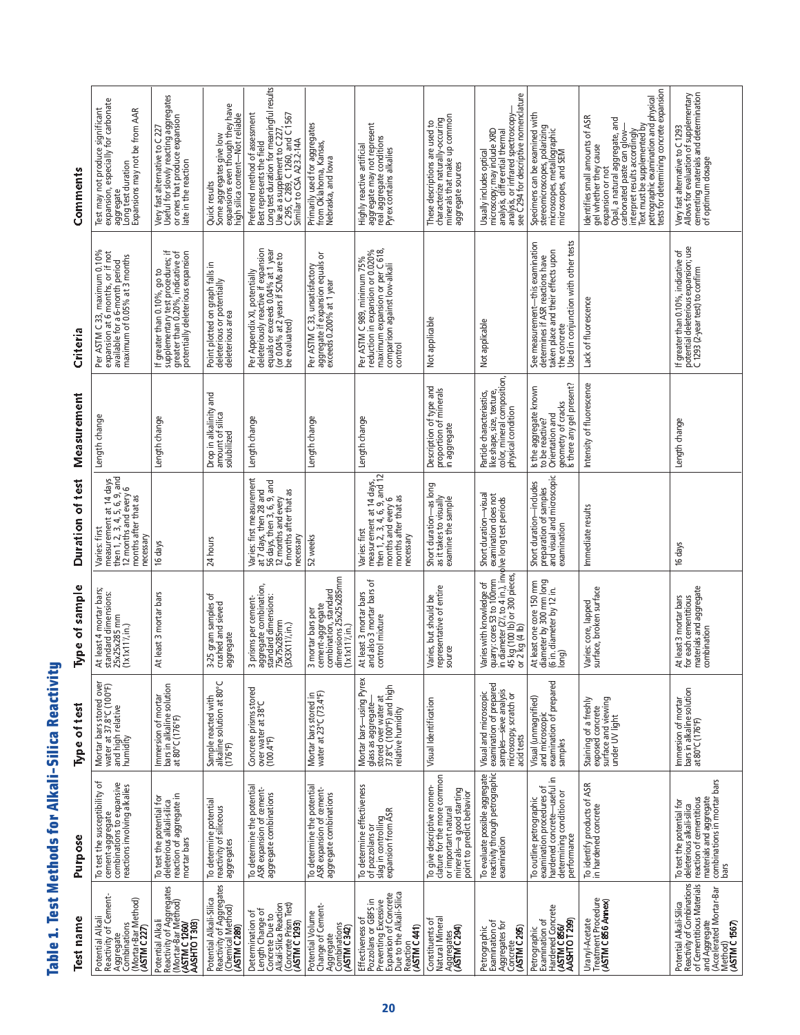# Table 1. Test Methods for Alkali-Silica Reactivity

| Test name | Purpose | Type of test | Type of sample | Duration of test | Measurement | Criteria | Comments |
|---|---|---|---|---|---|---|---|
| Potential Alkali Reactivity of Cement-Aggregate Combinations (Mortar-Bar Method) (**ASTM C 227**) | To test the susceptibility of cement-aggregate combinations to expansive reactions involving alkalies | Mortar bars stored over water at 37.8°C (100°F) and high relative humidity | At least 4 mortar bars; standard dimensions: 25x25x285 mm (1x1x11¼ in.) | Varies: first measurement at 14 days then 1, 2, 3, 4, 5, 6, 9, and 12 months and every 6 months after that as necessary | Length change | Per ASTM C 33, maximum 0.10% expansion at 6 months, or if not available for a 6-month period maximum of 0.05% at 3 months | Test may not produce significant expansion, especially for carbonate aggregate. Long test duration. Expansions may not be from AAR |
| Potential Alkali Reactivity of Aggregates (Mortar-Bar Method) (**ASTM C 1260/ AASHTO T 303**) | To test the potential for deleterious alkali-silica reaction of aggregate in mortar bars | Immersion of mortar bars in alkaline solution at 80°C (176°F) | At least 3 mortar bars | 16 days | Length change | If greater than 0.10%, go to supplementary test procedures; if greater than 0.20%, indicative of potentially deleterious expansion | Very fast alternative to C 227. Useful for slowly reacting aggregates or ones that produce expansion late in the reaction |
| Potential Alkali-Silica Reactivity of Aggregates (Chemical Method) (**ASTM C 289**) | To determine potential reactivity of siliceous aggregates | Sample reacted with alkaline solution at 80°C (176°F) | 3-25 gram samples of crushed and sieved aggregate | 24 hours | Drop in alkalinity and amount of silica solubilized | Point plotted on graph falls in deleterious or potentially deleterious area | Quick results. Some aggregates give low expansions even though they have high silica content—Not reliable |
| Determination of Length Change of Concrete Due to Alkali-Silica Reaction (Concrete Prism Test) (**ASTM C 1293**) | To determine the potential ASR expansion of cement-aggregate combinations | Concrete prisms stored over water at 38°C (100.4°F) | 3 prisms per cement-aggregate combination, standard dimensions: 75x75x285mm (3X3X11¼ in.) | Varies: first measurement at 7 days, then 28 and 56 days, then 3, 6, 9, and 12 months and every 6 months after that as necessary | Length change | Per Appendix X1, potentially deleteriously reactive if expansion equals or exceeds 0.04% at 1 year (or 0.04% at 2 years if SCMs are to be evaluated) | Preferred method of assessment. Best represents the field. Long test duration for meaningful results. Use as a supplement to C 227, C 295, C 289, C 1260, and C 1567. Similar to CSA A23.2-14A |
| Potential Volume Change of Cement-Aggregate Combinations (**ASTM C 342**) | To determine the potential ASR expansion of cement-aggregate combinations | Mortar bars stored in water at 23°C (73.4°F) | 3 mortar bars per cement-aggregate combination, standard dimensions 25x25x285mm (1x1x11¼ in.) | 52 weeks | Length change | Per ASTM C 33, unsatisfactory aggregate if expansion equals or exceeds 0.200% at 1 year | Primarily used for aggregates from Oklahoma, Kansas, Nebraska, and Iowa |
| Effectiveness of Pozzolans or GBFS in Preventing Excessive Expansion of Concrete Due to the Alkali-Silica Reaction (**ASTM C 441**) | To determine effectiveness of pozzolans or slag in controlling expansion from ASR | Mortar bars—using Pyrex glass as aggregate—stored over water at 37.8°C (100°F) and high relative humidity | At least 3 mortar bars and also 3 mortar bars of control mixture | Varies: first measurement at 14 days, then 1, 2, 3, 4, 6, 9, and 12 months and every 6 months after that as necessary | Length change | Per ASTM C 989, minimum 75% reduction in expansion or 0.020% maximum expansion or per C 618, comparison against low-alkali control | Highly reactive artificial aggregate may not represent real aggregate conditions. Pyrex contains alkalies |
| Constituents of Natural Mineral Aggregates (**ASTM C 294**) | To give descriptive nomenclature for the more common or important natural minerals—a good starting point to predict behavior | Visual identification | Varies, but should be representative of entire source | Short duration—as long as it takes to visually examine the sample | Description of type and proportion of minerals in aggregate | Not applicable | These descriptions are used to characterize naturally-occurring minerals that make up common aggregate sources |
| Petrographic Examination of Aggregates for Concrete (**ASTM C 295**) | To evaluate possible aggregate reactivity through petrographic examination | Visual and microscopic examination of prepared samples—sieve analysis, microscopy, scratch or acid tests | Varies with knowledge of quarry: cores 53 to 100mm in diameter (2⅛ to 4 in.), 45 kg (100 lb) or 300 pieces, or 2 kg (4 lb) | Short duration—visual examination does not involve long test periods | Particle characteristics, like shape, size, texture, color, mineral composition, physical condition | Not applicable | Usually includes optical microscopy; may include XRD analysis, differential thermal analysis, or infrared spectroscopy—see C 294 for descriptive nomenclature |
| Petrographic Examination of Hardened Concrete (**ASTM C 856/ AASHTO T 299**) | To outline petrographic examination procedures of hardened concrete—useful in determining condition or performance | Visual (unmagnified) and microscopic examination of prepared samples | At least one core 150 mm diameter by 300 mm long (6 in. diameter by 12 in. long) | Short duration—includes preparation of samples and visual and microscopic examination | Is the aggregate known to be reactive? Orientation and geometry of cracks. Is there any gel present? | See measurement—this examination determines if ASR reactions have taken place and their effects upon the concrete. Used in conjunction with other tests | Specimens can be examined with stereomicroscopes, polarizing microscopes, metallographic microscopes, and SEM |
| Uranyl-Acetate Treatment Procedure (**ASTM C 856 Annex**) | To identify products of ASR in hardened concrete | Staining of a freshly exposed concrete surface and viewing under UV light | Varies: core, lapped surface, broken surface | Immediate results | Intensity of fluorescence | Lack of fluorescence | Identifies small amounts of ASR gel whether they cause expansion or not. Opal, a natural aggregate, and carbonated paste can glow—interpret results accordingly. Test must be supplemented by petrographic examination and physical tests for determining concrete expansion |
| Potential Alkali-Silica Reactivity of Combinations of Cementitious Materials and Aggregate (Accelerated Mortar-Bar Method) (**ASTM C 1567**) | To test the potential for deleterious alkali-silica reaction of cementitious materials and aggregate combinations in mortar bars | Immersion of mortar bars in alkaline solution at 80°C (176°F) | At least 3 mortar bars for each cementitious materials and aggregate combination | 16 days | Length change | If greater than 0.10%, indicative of potential deleterious expansion; use C 1293 (2-year test) to confirm | Very fast alternative to C 1293. Allows for evaluation of supplementary cementing materials and determination of optimum dosage |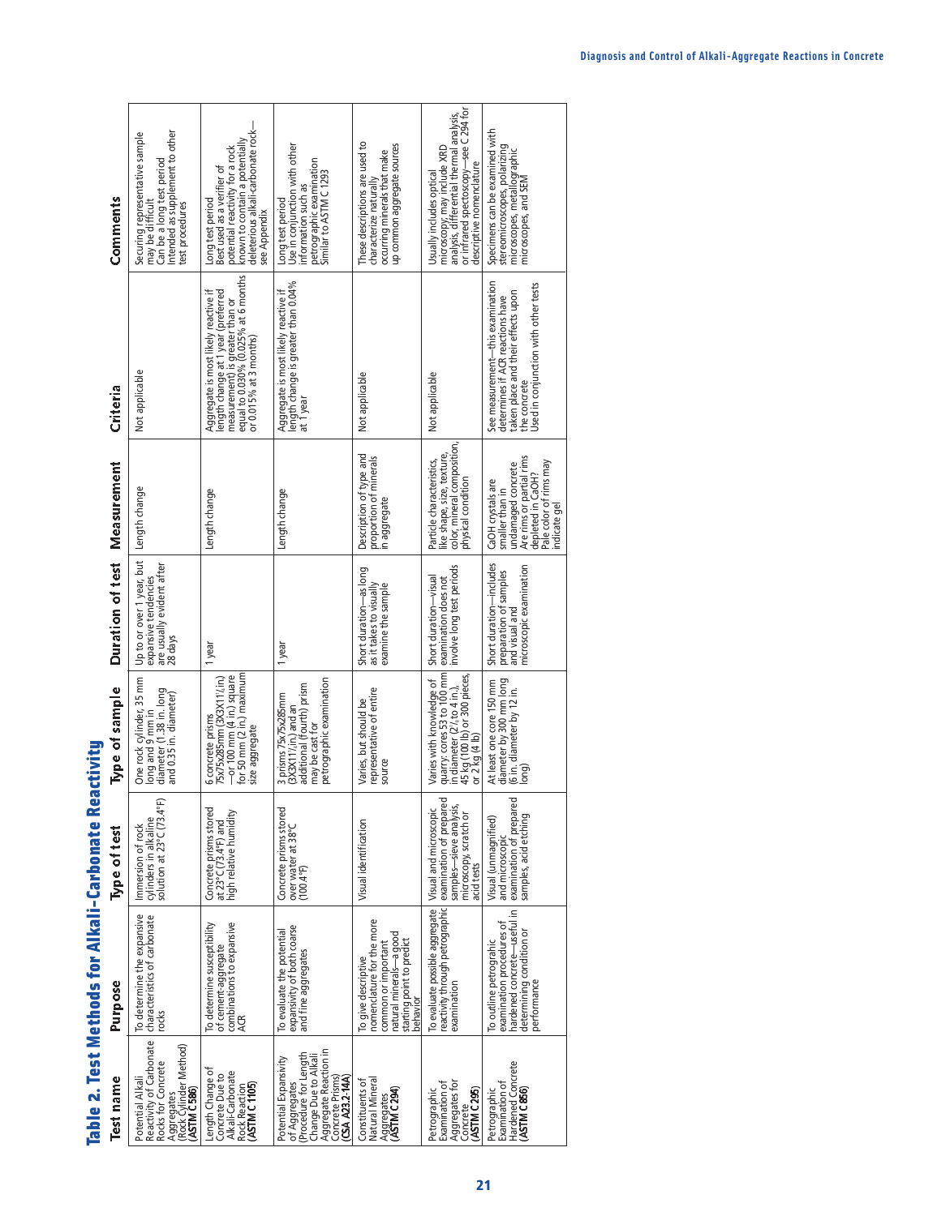# Table 2. Test Methods for Alkali-Carbonate Reactivity

| Test name | Purpose | Type of test | Type of sample | Duration of test | Measurement | Criteria | Comments |
|---|---|---|---|---|---|---|---|
| Potential Alkali Reactivity of Carbonate Rocks for Concrete Aggregates (Rock Cylinder Method) (**ASTM C 586**) | To determine the expansive characteristics of carbonate rocks | Immersion of rock cylinders in alkaline solution at 23°C (73.4°F) | One rock cylinder, 35 mm long and 9 mm in diameter (1.38 in. long and 0.35 in. diameter) | Up to or over 1 year, but expansive tendencies are usually evident after 28 days | Length change | Not applicable | Securing representative sample may be difficult<br>Can be a long test period<br>Intended as supplement to other test procedures |
| Length Change of Concrete Due to Alkali-Carbonate Rock Reaction (**ASTM C 1105**) | To determine the susceptibility of cement-aggregate combinations to expansive ACR | Concrete prisms stored at 23°C (73.4°F) and high relative humidity | 6 concrete prisms 75x75x285mm (3X3X11¼ in.)—or 100 mm (4 in.) square for 50 mm (2 in.) maximum size aggregate | 1 year | Length change | Aggregate is most likely reactive if length change at 1 year (preferred measurement) is greater than or equal to 0.030% (0.025% at 6 months or 0.015% at 3 months) | Long test period<br>Best used as a verifier of potential reactivity for a rock known to contain a potentially deleterious alkali-carbonate rock—see Appendix |
| Potential Expansivity of Aggregates (Procedure for Length Change Due to Alkali Aggregate Reaction in Concrete Prisms) (**CSA A23.2-14A**) | To evaluate the potential expansivity of both coarse and fine aggregates | Concrete prisms stored over water at 38°C (100.4°F) | 3 prisms 75x75x285mm (3X3X11¼ in.) and an additional (fourth) prism may be cast for petrographic examination | 1 year | Length change | Aggregate is most likely reactive if length change is greater than 0.04% at 1 year | Long test period<br>Use in conjunction with other information such as petrographic examination<br>Similar to ASTM C 1293 |
| Constituents of Natural Mineral Aggregates (**ASTM C 294**) | To give descriptive nomenclature for the more common or important natural minerals—a good starting point to predict behavior | Visual identification | Varies, but should be representative of entire source | Short duration—as long as it takes to visually examine the sample | Description of type and proportion of minerals in aggregate | Not applicable | These descriptions are used to characterize naturally occurring minerals that make up common aggregate sources |
| Petrographic Examination of Aggregates for Concrete (**ASTM C 295**) | To evaluate possible aggregate reactivity through petrographic examination | Visual and microscopic examination of prepared samples—sieve analysis, microscopy, scratch or acid tests | Varies with knowledge of quarry: cores 53 to 100 mm in diameter (2⅛ to 4 in.), 45 kg (100 lb) or 300 pieces, or 2 kg (4 lb) | Short duration—visual examination does not involve long test periods | Particle characteristics, like shape, size, texture, color, mineral composition, physical condition | Not applicable | Usually includes optical microscopy; may include XRD analysis, differential thermal analysis, or infrared spectroscopy—see C 294 for descriptive nomenclature |
| Petrographic Examination of Hardened Concrete (**ASTM C 856**) | To outline petrographic examination procedures of hardened concrete—useful in determining condition or performance | Visual (unmagnified) and microscopic examination of prepared samples, acid etching | At least one core 150 mm diameter by 300 mm long (6 in. diameter by 12 in. long) | Short duration—includes preparation of samples and visual and microscopic examination | CaOH crystals are smaller than in undamaged concrete<br>Are rims or partial rims depleted in CaOH?<br>Pale color of rims may indicate gel | See measurement—this examination determines if ACR reactions have taken place and their effects upon the concrete<br>Used in conjunction with other tests | Specimens can be examined with stereomicroscopes, polarizing microscopes, metallographic microscopes, and SEM |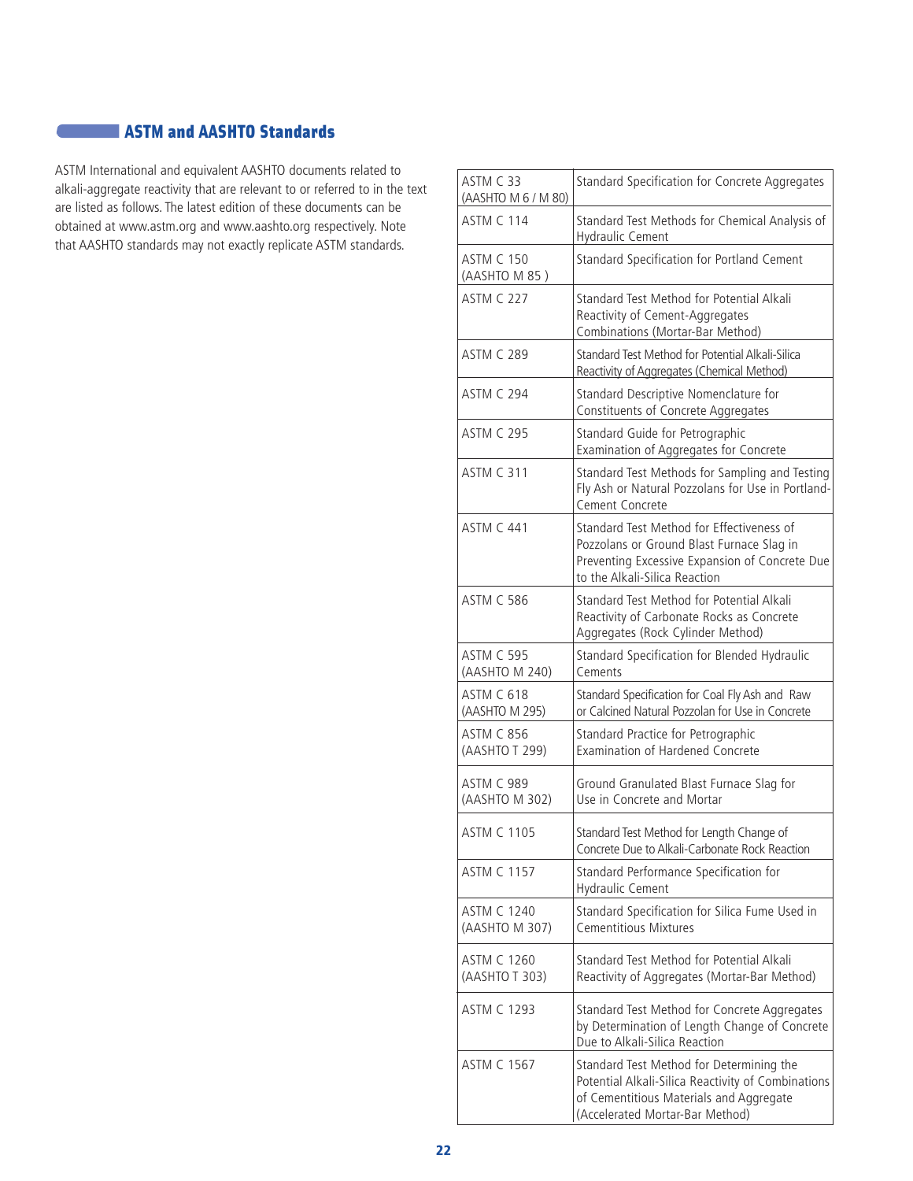## ASTM and AASHTO Standards

ASTM International and equivalent AASHTO documents related to alkali-aggregate reactivity that are relevant to or referred to in the text are listed as follows. The latest edition of these documents can be obtained at www.astm.org and www.aashto.org respectively. Note that AASHTO standards may not exactly replicate ASTM standards.

| Standard | Title |
|---|---|
| ASTM C 33 (AASHTO M 6 / M 80) | Standard Specification for Concrete Aggregates |
| ASTM C 114 | Standard Test Methods for Chemical Analysis of Hydraulic Cement |
| ASTM C 150 (AASHTO M 85 ) | Standard Specification for Portland Cement |
| ASTM C 227 | Standard Test Method for Potential Alkali Reactivity of Cement-Aggregates Combinations (Mortar-Bar Method) |
| ASTM C 289 | Standard Test Method for Potential Alkali-Silica Reactivity of Aggregates (Chemical Method) |
| ASTM C 294 | Standard Descriptive Nomenclature for Constituents of Concrete Aggregates |
| ASTM C 295 | Standard Guide for Petrographic Examination of Aggregates for Concrete |
| ASTM C 311 | Standard Test Methods for Sampling and Testing Fly Ash or Natural Pozzolans for Use in Portland-Cement Concrete |
| ASTM C 441 | Standard Test Method for Effectiveness of Pozzolans or Ground Blast Furnace Slag in Preventing Excessive Expansion of Concrete Due to the Alkali-Silica Reaction |
| ASTM C 586 | Standard Test Method for Potential Alkali Reactivity of Carbonate Rocks as Concrete Aggregates (Rock Cylinder Method) |
| ASTM C 595 (AASHTO M 240) | Standard Specification for Blended Hydraulic Cements |
| ASTM C 618 (AASHTO M 295) | Standard Specification for Coal Fly Ash and Raw or Calcined Natural Pozzolan for Use in Concrete |
| ASTM C 856 (AASHTO T 299) | Standard Practice for Petrographic Examination of Hardened Concrete |
| ASTM C 989 (AASHTO M 302) | Ground Granulated Blast Furnace Slag for Use in Concrete and Mortar |
| ASTM C 1105 | Standard Test Method for Length Change of Concrete Due to Alkali-Carbonate Rock Reaction |
| ASTM C 1157 | Standard Performance Specification for Hydraulic Cement |
| ASTM C 1240 (AASHTO M 307) | Standard Specification for Silica Fume Used in Cementitious Mixtures |
| ASTM C 1260 (AASHTO T 303) | Standard Test Method for Potential Alkali Reactivity of Aggregates (Mortar-Bar Method) |
| ASTM C 1293 | Standard Test Method for Concrete Aggregates by Determination of Length Change of Concrete Due to Alkali-Silica Reaction |
| ASTM C 1567 | Standard Test Method for Determining the Potential Alkali-Silica Reactivity of Combinations of Cementitious Materials and Aggregate (Accelerated Mortar-Bar Method) |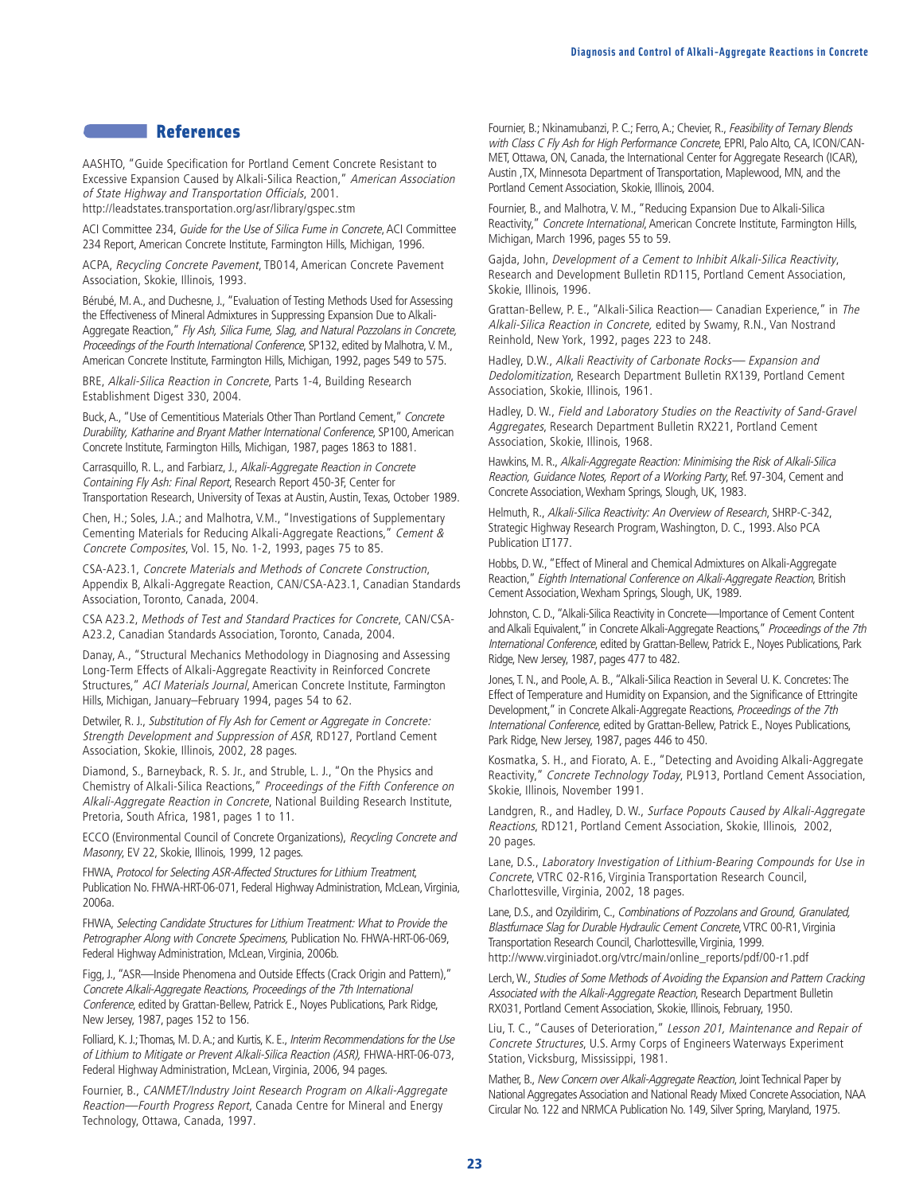## References

AASHTO, "Guide Specification for Portland Cement Concrete Resistant to Excessive Expansion Caused by Alkali-Silica Reaction," *American Association of State Highway and Transportation Officials*, 2001. http://leadstates.transportation.org/asr/library/gspec.stm

ACI Committee 234, *Guide for the Use of Silica Fume in Concrete*, ACI Committee 234 Report, American Concrete Institute, Farmington Hills, Michigan, 1996.

ACPA, *Recycling Concrete Pavement*, TB014, American Concrete Pavement Association, Skokie, Illinois, 1993.

Bérubé, M. A., and Duchesne, J., "Evaluation of Testing Methods Used for Assessing the Effectiveness of Mineral Admixtures in Suppressing Expansion Due to Alkali-Aggregate Reaction," *Fly Ash, Silica Fume, Slag, and Natural Pozzolans in Concrete, Proceedings of the Fourth International Conference*, SP132, edited by Malhotra, V. M., American Concrete Institute, Farmington Hills, Michigan, 1992, pages 549 to 575.

BRE, *Alkali-Silica Reaction in Concrete*, Parts 1-4, Building Research Establishment Digest 330, 2004.

Buck, A., "Use of Cementitious Materials Other Than Portland Cement," *Concrete Durability, Katharine and Bryant Mather International Conference*, SP100, American Concrete Institute, Farmington Hills, Michigan, 1987, pages 1863 to 1881.

Carrasquillo, R. L., and Farbiarz, J., *Alkali-Aggregate Reaction in Concrete Containing Fly Ash: Final Report*, Research Report 450-3F, Center for Transportation Research, University of Texas at Austin, Austin, Texas, October 1989.

Chen, H.; Soles, J.A.; and Malhotra, V.M., "Investigations of Supplementary Cementing Materials for Reducing Alkali-Aggregate Reactions," *Cement & Concrete Composites*, Vol. 15, No. 1-2, 1993, pages 75 to 85.

CSA-A23.1, *Concrete Materials and Methods of Concrete Construction*, Appendix B, Alkali-Aggregate Reaction, CAN/CSA-A23.1, Canadian Standards Association, Toronto, Canada, 2004.

CSA A23.2, *Methods of Test and Standard Practices for Concrete*, CAN/CSA-A23.2, Canadian Standards Association, Toronto, Canada, 2004.

Danay, A., "Structural Mechanics Methodology in Diagnosing and Assessing Long-Term Effects of Alkali-Aggregate Reactivity in Reinforced Concrete Structures," *ACI Materials Journal*, American Concrete Institute, Farmington Hills, Michigan, January–February 1994, pages 54 to 62.

Detwiler, R. J., *Substitution of Fly Ash for Cement or Aggregate in Concrete: Strength Development and Suppression of ASR*, RD127, Portland Cement Association, Skokie, Illinois, 2002, 28 pages.

Diamond, S., Barneyback, R. S. Jr., and Struble, L. J., "On the Physics and Chemistry of Alkali-Silica Reactions," *Proceedings of the Fifth Conference on Alkali-Aggregate Reaction in Concrete*, National Building Research Institute, Pretoria, South Africa, 1981, pages 1 to 11.

ECCO (Environmental Council of Concrete Organizations), *Recycling Concrete and Masonry*, EV 22, Skokie, Illinois, 1999, 12 pages.

FHWA, *Protocol for Selecting ASR-Affected Structures for Lithium Treatment*, Publication No. FHWA-HRT-06-071, Federal Highway Administration, McLean, Virginia, 2006a.

FHWA, *Selecting Candidate Structures for Lithium Treatment: What to Provide the Petrographer Along with Concrete Specimens*, Publication No. FHWA-HRT-06-069, Federal Highway Administration, McLean, Virginia, 2006b.

Figg, J., "ASR—Inside Phenomena and Outside Effects (Crack Origin and Pattern)," *Concrete Alkali-Aggregate Reactions, Proceedings of the 7th International Conference*, edited by Grattan-Bellew, Patrick E., Noyes Publications, Park Ridge, New Jersey, 1987, pages 152 to 156.

Folliard, K. J.; Thomas, M. D. A.; and Kurtis, K. E., *Interim Recommendations for the Use of Lithium to Mitigate or Prevent Alkali-Silica Reaction (ASR)*, FHWA-HRT-06-073, Federal Highway Administration, McLean, Virginia, 2006, 94 pages.

Fournier, B., *CANMET/Industry Joint Research Program on Alkali-Aggregate Reaction—Fourth Progress Report*, Canada Centre for Mineral and Energy Technology, Ottawa, Canada, 1997.

Fournier, B.; Nkinamubanzi, P. C.; Ferro, A.; Chevier, R., *Feasibility of Ternary Blends with Class C Fly Ash for High Performance Concrete*, EPRI, Palo Alto, CA, ICON/CANMET, Ottawa, ON, Canada, the International Center for Aggregate Research (ICAR), Austin ,TX, Minnesota Department of Transportation, Maplewood, MN, and the Portland Cement Association, Skokie, Illinois, 2004.

Fournier, B., and Malhotra, V. M., "Reducing Expansion Due to Alkali-Silica Reactivity," *Concrete International*, American Concrete Institute, Farmington Hills, Michigan, March 1996, pages 55 to 59.

Gajda, John, *Development of a Cement to Inhibit Alkali-Silica Reactivity*, Research and Development Bulletin RD115, Portland Cement Association, Skokie, Illinois, 1996.

Grattan-Bellew, P. E., "Alkali-Silica Reaction— Canadian Experience," in *The Alkali-Silica Reaction in Concrete*, edited by Swamy, R.N., Van Nostrand Reinhold, New York, 1992, pages 223 to 248.

Hadley, D.W., *Alkali Reactivity of Carbonate Rocks— Expansion and Dedolomitization*, Research Department Bulletin RX139, Portland Cement Association, Skokie, Illinois, 1961.

Hadley, D. W., *Field and Laboratory Studies on the Reactivity of Sand-Gravel Aggregates*, Research Department Bulletin RX221, Portland Cement Association, Skokie, Illinois, 1968.

Hawkins, M. R., *Alkali-Aggregate Reaction: Minimising the Risk of Alkali-Silica Reaction, Guidance Notes, Report of a Working Party*, Ref. 97-304, Cement and Concrete Association, Wexham Springs, Slough, UK, 1983.

Helmuth, R., *Alkali-Silica Reactivity: An Overview of Research*, SHRP-C-342, Strategic Highway Research Program, Washington, D. C., 1993. Also PCA Publication LT177.

Hobbs, D. W., "Effect of Mineral and Chemical Admixtures on Alkali-Aggregate Reaction," *Eighth International Conference on Alkali-Aggregate Reaction*, British Cement Association, Wexham Springs, Slough, UK, 1989.

Johnston, C. D., "Alkali-Silica Reactivity in Concrete—Importance of Cement Content and Alkali Equivalent," in Concrete Alkali-Aggregate Reactions," *Proceedings of the 7th International Conference*, edited by Grattan-Bellew, Patrick E., Noyes Publications, Park Ridge, New Jersey, 1987, pages 477 to 482.

Jones, T. N., and Poole, A. B., "Alkali-Silica Reaction in Several U. K. Concretes: The Effect of Temperature and Humidity on Expansion, and the Significance of Ettringite Development," in Concrete Alkali-Aggregate Reactions, *Proceedings of the 7th International Conference*, edited by Grattan-Bellew, Patrick E., Noyes Publications, Park Ridge, New Jersey, 1987, pages 446 to 450.

Kosmatka, S. H., and Fiorato, A. E., "Detecting and Avoiding Alkali-Aggregate Reactivity," *Concrete Technology Today*, PL913, Portland Cement Association, Skokie, Illinois, November 1991.

Landgren, R., and Hadley, D. W., *Surface Popouts Caused by Alkali-Aggregate Reactions*, RD121, Portland Cement Association, Skokie, Illinois, 2002, 20 pages.

Lane, D.S., *Laboratory Investigation of Lithium-Bearing Compounds for Use in Concrete*, VTRC 02-R16, Virginia Transportation Research Council, Charlottesville, Virginia, 2002, 18 pages.

Lane, D.S., and Ozyildirim, C., *Combinations of Pozzolans and Ground, Granulated, Blastfurnace Slag for Durable Hydraulic Cement Concrete*, VTRC 00-R1, Virginia Transportation Research Council, Charlottesville, Virginia, 1999. http://www.virginiadot.org/vtrc/main/online_reports/pdf/00-r1.pdf

Lerch, W., *Studies of Some Methods of Avoiding the Expansion and Pattern Cracking Associated with the Alkali-Aggregate Reaction*, Research Department Bulletin RX031, Portland Cement Association, Skokie, Illinois, February, 1950.

Liu, T. C., "Causes of Deterioration," *Lesson 201, Maintenance and Repair of Concrete Structures*, U.S. Army Corps of Engineers Waterways Experiment Station, Vicksburg, Mississippi, 1981.

Mather, B., *New Concern over Alkali-Aggregate Reaction*, Joint Technical Paper by National Aggregates Association and National Ready Mixed Concrete Association, NAA Circular No. 122 and NRMCA Publication No. 149, Silver Spring, Maryland, 1975.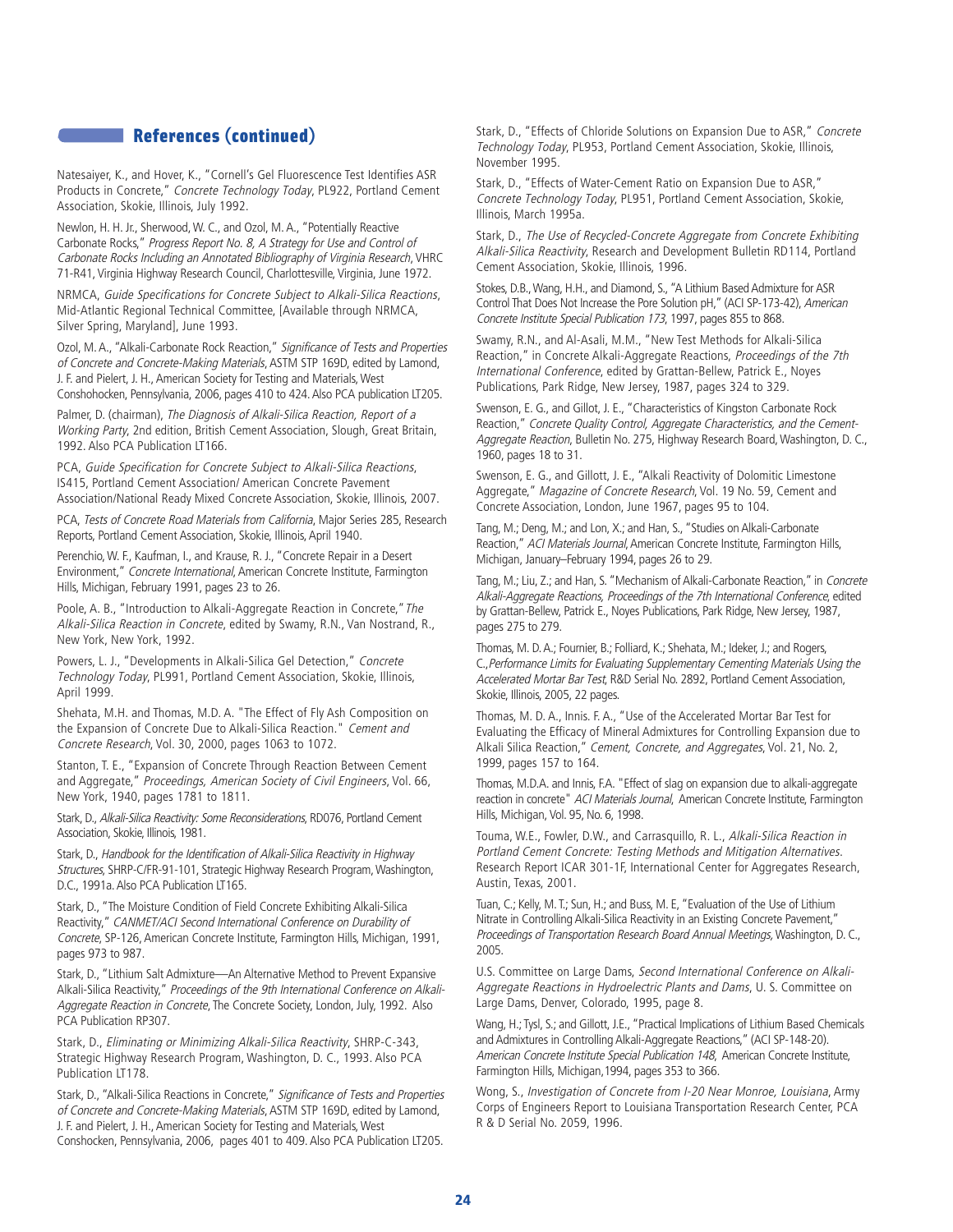## References (continued)

Natesaiyer, K., and Hover, K., "Cornell's Gel Fluorescence Test Identifies ASR Products in Concrete," *Concrete Technology Today*, PL922, Portland Cement Association, Skokie, Illinois, July 1992.

Newlon, H. H. Jr., Sherwood, W. C., and Ozol, M. A., "Potentially Reactive Carbonate Rocks," *Progress Report No. 8, A Strategy for Use and Control of Carbonate Rocks Including an Annotated Bibliography of Virginia Research*, VHRC 71-R41, Virginia Highway Research Council, Charlottesville, Virginia, June 1972.

NRMCA, *Guide Specifications for Concrete Subject to Alkali-Silica Reactions*, Mid-Atlantic Regional Technical Committee, [Available through NRMCA, Silver Spring, Maryland], June 1993.

Ozol, M. A., "Alkali-Carbonate Rock Reaction," *Significance of Tests and Properties of Concrete and Concrete-Making Materials*, ASTM STP 169D, edited by Lamond, J. F. and Pielert, J. H., American Society for Testing and Materials, West Conshohocken, Pennsylvania, 2006, pages 410 to 424. Also PCA publication LT205.

Palmer, D. (chairman), *The Diagnosis of Alkali-Silica Reaction, Report of a Working Party*, 2nd edition, British Cement Association, Slough, Great Britain, 1992. Also PCA Publication LT166.

PCA, *Guide Specification for Concrete Subject to Alkali-Silica Reactions*, IS415, Portland Cement Association/ American Concrete Pavement Association/National Ready Mixed Concrete Association, Skokie, Illinois, 2007.

PCA, *Tests of Concrete Road Materials from California*, Major Series 285, Research Reports, Portland Cement Association, Skokie, Illinois, April 1940.

Perenchio, W. F., Kaufman, I., and Krause, R. J., "Concrete Repair in a Desert Environment," *Concrete International*, American Concrete Institute, Farmington Hills, Michigan, February 1991, pages 23 to 26.

Poole, A. B., "Introduction to Alkali-Aggregate Reaction in Concrete," *The Alkali-Silica Reaction in Concrete*, edited by Swamy, R.N., Van Nostrand, R., New York, New York, 1992.

Powers, L. J., "Developments in Alkali-Silica Gel Detection," *Concrete Technology Today*, PL991, Portland Cement Association, Skokie, Illinois, April 1999.

Shehata, M.H. and Thomas, M.D. A. "The Effect of Fly Ash Composition on the Expansion of Concrete Due to Alkali-Silica Reaction." *Cement and Concrete Research*, Vol. 30, 2000, pages 1063 to 1072.

Stanton, T. E., "Expansion of Concrete Through Reaction Between Cement and Aggregate," *Proceedings, American Society of Civil Engineers*, Vol. 66, New York, 1940, pages 1781 to 1811.

Stark, D., *Alkali-Silica Reactivity: Some Reconsiderations*, RD076, Portland Cement Association, Skokie, Illinois, 1981.

Stark, D., *Handbook for the Identification of Alkali-Silica Reactivity in Highway Structures*, SHRP-C/FR-91-101, Strategic Highway Research Program, Washington, D.C., 1991a. Also PCA Publication LT165.

Stark, D., "The Moisture Condition of Field Concrete Exhibiting Alkali-Silica Reactivity," *CANMET/ACI Second International Conference on Durability of Concrete*, SP-126, American Concrete Institute, Farmington Hills, Michigan, 1991, pages 973 to 987.

Stark, D., "Lithium Salt Admixture—An Alternative Method to Prevent Expansive Alkali-Silica Reactivity," *Proceedings of the 9th International Conference on Alkali-Aggregate Reaction in Concrete*, The Concrete Society, London, July, 1992. Also PCA Publication RP307.

Stark, D., *Eliminating or Minimizing Alkali-Silica Reactivity*, SHRP-C-343, Strategic Highway Research Program, Washington, D. C., 1993. Also PCA Publication LT178.

Stark, D., "Alkali-Silica Reactions in Concrete," *Significance of Tests and Properties of Concrete and Concrete-Making Materials*, ASTM STP 169D, edited by Lamond, J. F. and Pielert, J. H., American Society for Testing and Materials, West Conshocken, Pennsylvania, 2006, pages 401 to 409. Also PCA Publication LT205.

Stark, D., "Effects of Chloride Solutions on Expansion Due to ASR," *Concrete Technology Today*, PL953, Portland Cement Association, Skokie, Illinois, November 1995.

Stark, D., "Effects of Water-Cement Ratio on Expansion Due to ASR," *Concrete Technology Today*, PL951, Portland Cement Association, Skokie, Illinois, March 1995a.

Stark, D., *The Use of Recycled-Concrete Aggregate from Concrete Exhibiting Alkali-Silica Reactivity*, Research and Development Bulletin RD114, Portland Cement Association, Skokie, Illinois, 1996.

Stokes, D.B., Wang, H.H., and Diamond, S., "A Lithium Based Admixture for ASR Control That Does Not Increase the Pore Solution pH," (ACI SP-173-42), *American Concrete Institute Special Publication 173*, 1997, pages 855 to 868.

Swamy, R.N., and Al-Asali, M.M., "New Test Methods for Alkali-Silica Reaction," in Concrete Alkali-Aggregate Reactions, *Proceedings of the 7th International Conference*, edited by Grattan-Bellew, Patrick E., Noyes Publications, Park Ridge, New Jersey, 1987, pages 324 to 329.

Swenson, E. G., and Gillot, J. E., "Characteristics of Kingston Carbonate Rock Reaction," *Concrete Quality Control, Aggregate Characteristics, and the Cement-Aggregate Reaction*, Bulletin No. 275, Highway Research Board, Washington, D. C., 1960, pages 18 to 31.

Swenson, E. G., and Gillott, J. E., "Alkali Reactivity of Dolomitic Limestone Aggregate," *Magazine of Concrete Research*, Vol. 19 No. 59, Cement and Concrete Association, London, June 1967, pages 95 to 104.

Tang, M.; Deng, M.; and Lon, X.; and Han, S., "Studies on Alkali-Carbonate Reaction," *ACI Materials Journal*, American Concrete Institute, Farmington Hills, Michigan, January–February 1994, pages 26 to 29.

Tang, M.; Liu, Z.; and Han, S. "Mechanism of Alkali-Carbonate Reaction," in *Concrete Alkali-Aggregate Reactions, Proceedings of the 7th International Conference*, edited by Grattan-Bellew, Patrick E., Noyes Publications, Park Ridge, New Jersey, 1987, pages 275 to 279.

Thomas, M. D. A.; Fournier, B.; Folliard, K.; Shehata, M.; Ideker, J.; and Rogers, C.,*Performance Limits for Evaluating Supplementary Cementing Materials Using the Accelerated Mortar Bar Test*, R&D Serial No. 2892, Portland Cement Association, Skokie, Illinois, 2005, 22 pages.

Thomas, M. D. A., Innis. F. A., "Use of the Accelerated Mortar Bar Test for Evaluating the Efficacy of Mineral Admixtures for Controlling Expansion due to Alkali Silica Reaction," *Cement, Concrete, and Aggregates*, Vol. 21, No. 2, 1999, pages 157 to 164.

Thomas, M.D.A. and Innis, F.A. "Effect of slag on expansion due to alkali-aggregate reaction in concrete" *ACI Materials Journal*, American Concrete Institute, Farmington Hills, Michigan, Vol. 95, No. 6, 1998.

Touma, W.E., Fowler, D.W., and Carrasquillo, R. L., *Alkali-Silica Reaction in Portland Cement Concrete: Testing Methods and Mitigation Alternatives*. Research Report ICAR 301-1F, International Center for Aggregates Research, Austin, Texas, 2001.

Tuan, C.; Kelly, M. T.; Sun, H.; and Buss, M. E, "Evaluation of the Use of Lithium Nitrate in Controlling Alkali-Silica Reactivity in an Existing Concrete Pavement," *Proceedings of Transportation Research Board Annual Meetings*, Washington, D. C., 2005.

U.S. Committee on Large Dams, *Second International Conference on Alkali-Aggregate Reactions in Hydroelectric Plants and Dams*, U. S. Committee on Large Dams, Denver, Colorado, 1995, page 8.

Wang, H.; Tysl, S.; and Gillott, J.E., "Practical Implications of Lithium Based Chemicals and Admixtures in Controlling Alkali-Aggregate Reactions," (ACI SP-148-20). *American Concrete Institute Special Publication 148*, American Concrete Institute, Farmington Hills, Michigan, 1994, pages 353 to 366.

Wong, S., *Investigation of Concrete from I-20 Near Monroe, Louisiana*, Army Corps of Engineers Report to Louisiana Transportation Research Center, PCA R & D Serial No. 2059, 1996.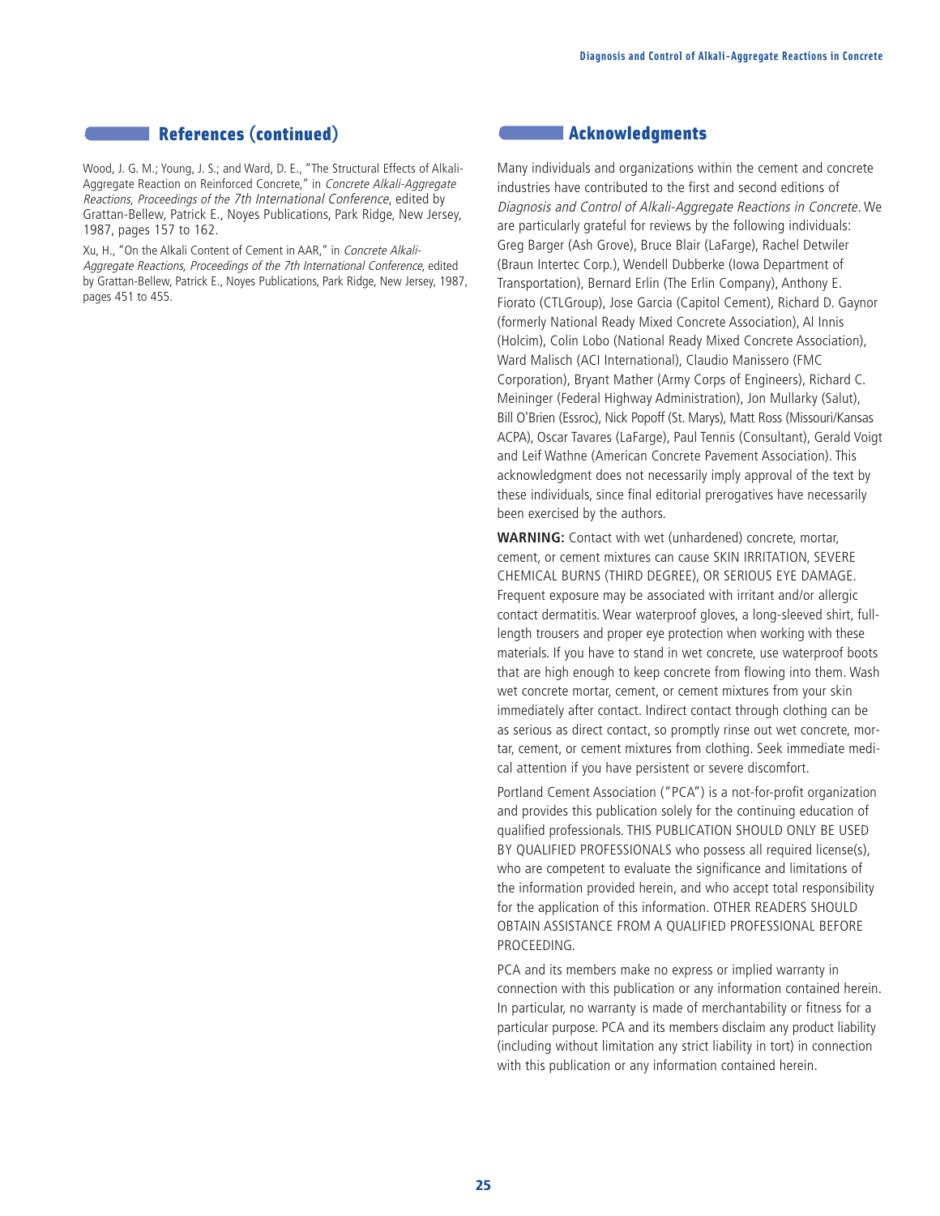## References (continued)

Wood, J. G. M.; Young, J. S.; and Ward, D. E., "The Structural Effects of Alkali-Aggregate Reaction on Reinforced Concrete," in *Concrete Alkali-Aggregate Reactions, Proceedings of the 7th International Conference*, edited by Grattan-Bellew, Patrick E., Noyes Publications, Park Ridge, New Jersey, 1987, pages 157 to 162.

Xu, H., "On the Alkali Content of Cement in AAR," in *Concrete Alkali-Aggregate Reactions, Proceedings of the 7th International Conference*, edited by Grattan-Bellew, Patrick E., Noyes Publications, Park Ridge, New Jersey, 1987, pages 451 to 455.

## Acknowledgments

Many individuals and organizations within the cement and concrete industries have contributed to the first and second editions of *Diagnosis and Control of Alkali-Aggregate Reactions in Concrete*. We are particularly grateful for reviews by the following individuals: Greg Barger (Ash Grove), Bruce Blair (LaFarge), Rachel Detwiler (Braun Intertec Corp.), Wendell Dubberke (Iowa Department of Transportation), Bernard Erlin (The Erlin Company), Anthony E. Fiorato (CTLGroup), Jose Garcia (Capitol Cement), Richard D. Gaynor (formerly National Ready Mixed Concrete Association), Al Innis (Holcim), Colin Lobo (National Ready Mixed Concrete Association), Ward Malisch (ACI International), Claudio Manissero (FMC Corporation), Bryant Mather (Army Corps of Engineers), Richard C. Meininger (Federal Highway Administration), Jon Mullarky (Salut), Bill O'Brien (Essroc), Nick Popoff (St. Marys), Matt Ross (Missouri/Kansas ACPA), Oscar Tavares (LaFarge), Paul Tennis (Consultant), Gerald Voigt and Leif Wathne (American Concrete Pavement Association). This acknowledgment does not necessarily imply approval of the text by these individuals, since final editorial prerogatives have necessarily been exercised by the authors.

**WARNING:** Contact with wet (unhardened) concrete, mortar, cement, or cement mixtures can cause SKIN IRRITATION, SEVERE CHEMICAL BURNS (THIRD DEGREE), OR SERIOUS EYE DAMAGE. Frequent exposure may be associated with irritant and/or allergic contact dermatitis. Wear waterproof gloves, a long-sleeved shirt, full-length trousers and proper eye protection when working with these materials. If you have to stand in wet concrete, use waterproof boots that are high enough to keep concrete from flowing into them. Wash wet concrete mortar, cement, or cement mixtures from your skin immediately after contact. Indirect contact through clothing can be as serious as direct contact, so promptly rinse out wet concrete, mortar, cement, or cement mixtures from clothing. Seek immediate medical attention if you have persistent or severe discomfort.

Portland Cement Association ("PCA") is a not-for-profit organization and provides this publication solely for the continuing education of qualified professionals. THIS PUBLICATION SHOULD ONLY BE USED BY QUALIFIED PROFESSIONALS who possess all required license(s), who are competent to evaluate the significance and limitations of the information provided herein, and who accept total responsibility for the application of this information. OTHER READERS SHOULD OBTAIN ASSISTANCE FROM A QUALIFIED PROFESSIONAL BEFORE PROCEEDING.

PCA and its members make no express or implied warranty in connection with this publication or any information contained herein. In particular, no warranty is made of merchantability or fitness for a particular purpose. PCA and its members disclaim any product liability (including without limitation any strict liability in tort) in connection with this publication or any information contained herein.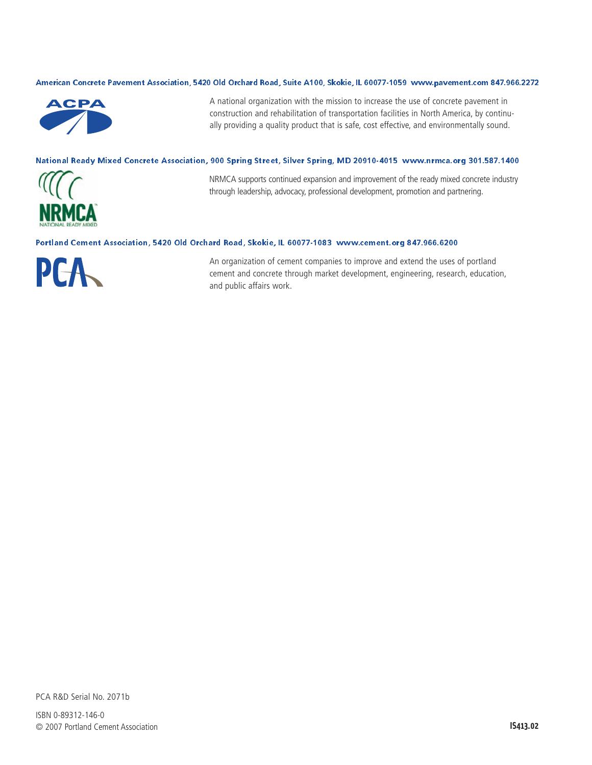**American Concrete Pavement Association, 5420 Old Orchard Road, Suite A100, Skokie, IL 60077-1059 www.pavement.com 847.966.2272**

A national organization with the mission to increase the use of concrete pavement in construction and rehabilitation of transportation facilities in North America, by continually providing a quality product that is safe, cost effective, and environmentally sound.

**National Ready Mixed Concrete Association, 900 Spring Street, Silver Spring, MD 20910-4015 www.nrmca.org 301.587.1400**

NRMCA supports continued expansion and improvement of the ready mixed concrete industry through leadership, advocacy, professional development, promotion and partnering.

**Portland Cement Association, 5420 Old Orchard Road, Skokie, IL 60077-1083 www.cement.org 847.966.6200**

An organization of cement companies to improve and extend the uses of portland cement and concrete through market development, engineering, research, education, and public affairs work.

PCA R&D Serial No. 2071b

ISBN 0-89312-146-0
© 2007 Portland Cement Association

**IS413.02**